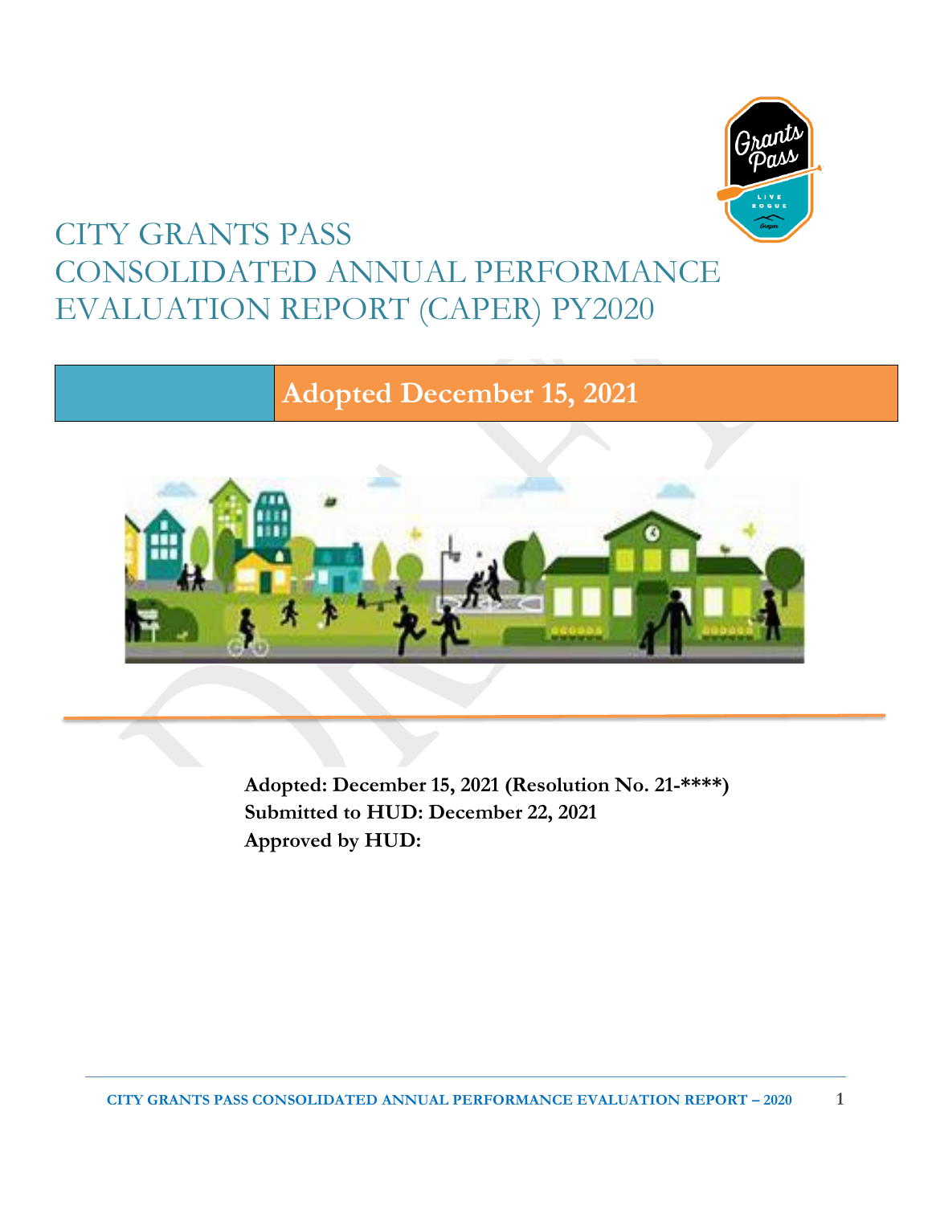# CITY GRANTS PASS CONSOLIDATED ANNUAL PERFORMANCE EVALUATION REPORT (CAPER) PY2020

**Adopted December 15, 2021**

**Adopted: December 15, 2021 (Resolution No. 21-****)**
**Submitted to HUD: December 22, 2021**
**Approved by HUD:**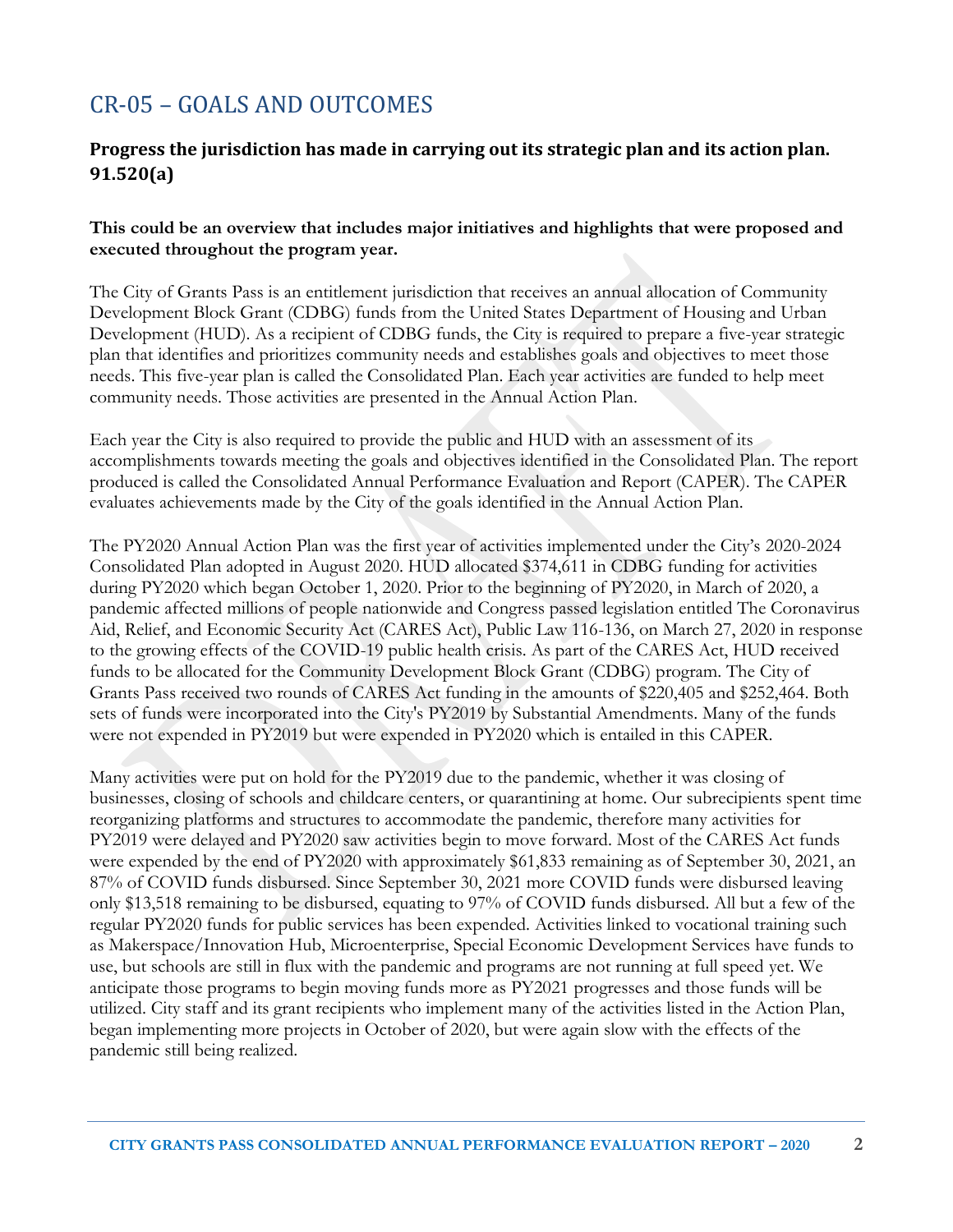# CR-05 – GOALS AND OUTCOMES

## Progress the jurisdiction has made in carrying out its strategic plan and its action plan. 91.520(a)

**This could be an overview that includes major initiatives and highlights that were proposed and executed throughout the program year.**

The City of Grants Pass is an entitlement jurisdiction that receives an annual allocation of Community Development Block Grant (CDBG) funds from the United States Department of Housing and Urban Development (HUD). As a recipient of CDBG funds, the City is required to prepare a five-year strategic plan that identifies and prioritizes community needs and establishes goals and objectives to meet those needs. This five-year plan is called the Consolidated Plan. Each year activities are funded to help meet community needs. Those activities are presented in the Annual Action Plan.

Each year the City is also required to provide the public and HUD with an assessment of its accomplishments towards meeting the goals and objectives identified in the Consolidated Plan. The report produced is called the Consolidated Annual Performance Evaluation and Report (CAPER). The CAPER evaluates achievements made by the City of the goals identified in the Annual Action Plan.

The PY2020 Annual Action Plan was the first year of activities implemented under the City's 2020-2024 Consolidated Plan adopted in August 2020. HUD allocated $374,611 in CDBG funding for activities during PY2020 which began October 1, 2020. Prior to the beginning of PY2020, in March of 2020, a pandemic affected millions of people nationwide and Congress passed legislation entitled The Coronavirus Aid, Relief, and Economic Security Act (CARES Act), Public Law 116-136, on March 27, 2020 in response to the growing effects of the COVID-19 public health crisis. As part of the CARES Act, HUD received funds to be allocated for the Community Development Block Grant (CDBG) program. The City of Grants Pass received two rounds of CARES Act funding in the amounts of $220,405 and $252,464. Both sets of funds were incorporated into the City's PY2019 by Substantial Amendments. Many of the funds were not expended in PY2019 but were expended in PY2020 which is entailed in this CAPER.

Many activities were put on hold for the PY2019 due to the pandemic, whether it was closing of businesses, closing of schools and childcare centers, or quarantining at home. Our subrecipients spent time reorganizing platforms and structures to accommodate the pandemic, therefore many activities for PY2019 were delayed and PY2020 saw activities begin to move forward. Most of the CARES Act funds were expended by the end of PY2020 with approximately $61,833 remaining as of September 30, 2021, an 87% of COVID funds disbursed. Since September 30, 2021 more COVID funds were disbursed leaving only $13,518 remaining to be disbursed, equating to 97% of COVID funds disbursed. All but a few of the regular PY2020 funds for public services has been expended. Activities linked to vocational training such as Makerspace/Innovation Hub, Microenterprise, Special Economic Development Services have funds to use, but schools are still in flux with the pandemic and programs are not running at full speed yet. We anticipate those programs to begin moving funds more as PY2021 progresses and those funds will be utilized. City staff and its grant recipients who implement many of the activities listed in the Action Plan, began implementing more projects in October of 2020, but were again slow with the effects of the pandemic still being realized.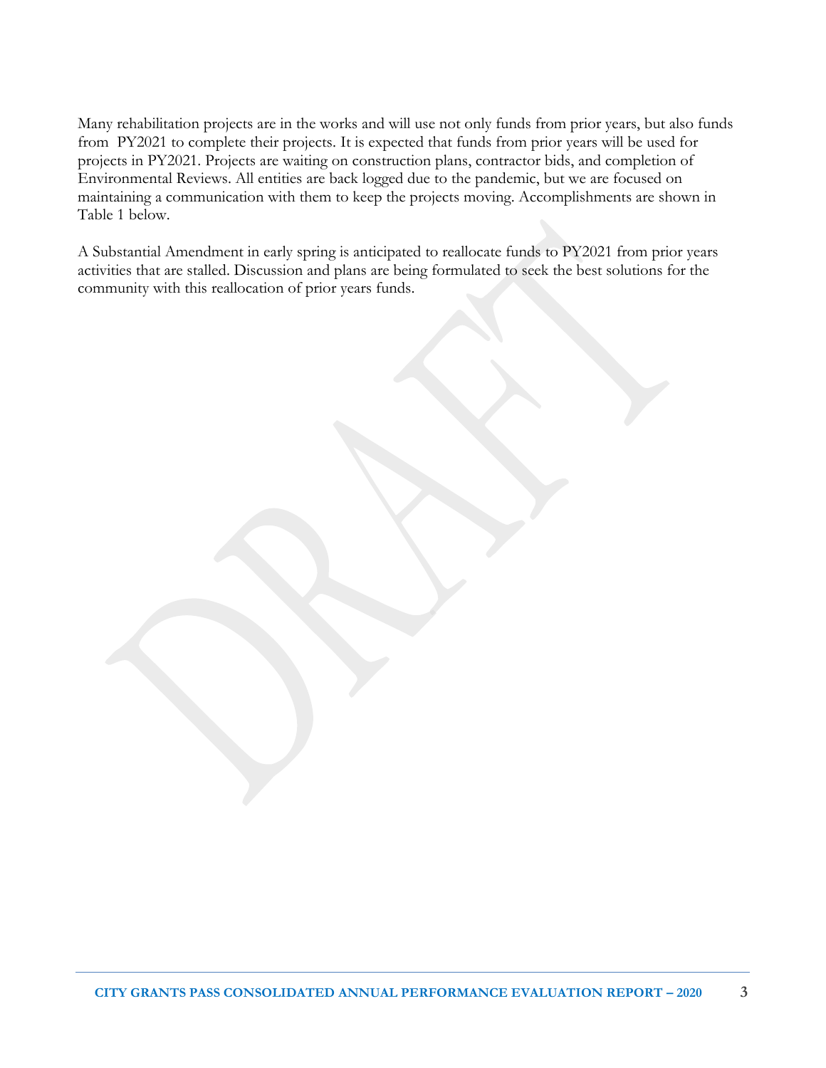Many rehabilitation projects are in the works and will use not only funds from prior years, but also funds from PY2021 to complete their projects. It is expected that funds from prior years will be used for projects in PY2021. Projects are waiting on construction plans, contractor bids, and completion of Environmental Reviews. All entities are back logged due to the pandemic, but we are focused on maintaining a communication with them to keep the projects moving. Accomplishments are shown in Table 1 below.

A Substantial Amendment in early spring is anticipated to reallocate funds to PY2021 from prior years activities that are stalled. Discussion and plans are being formulated to seek the best solutions for the community with this reallocation of prior years funds.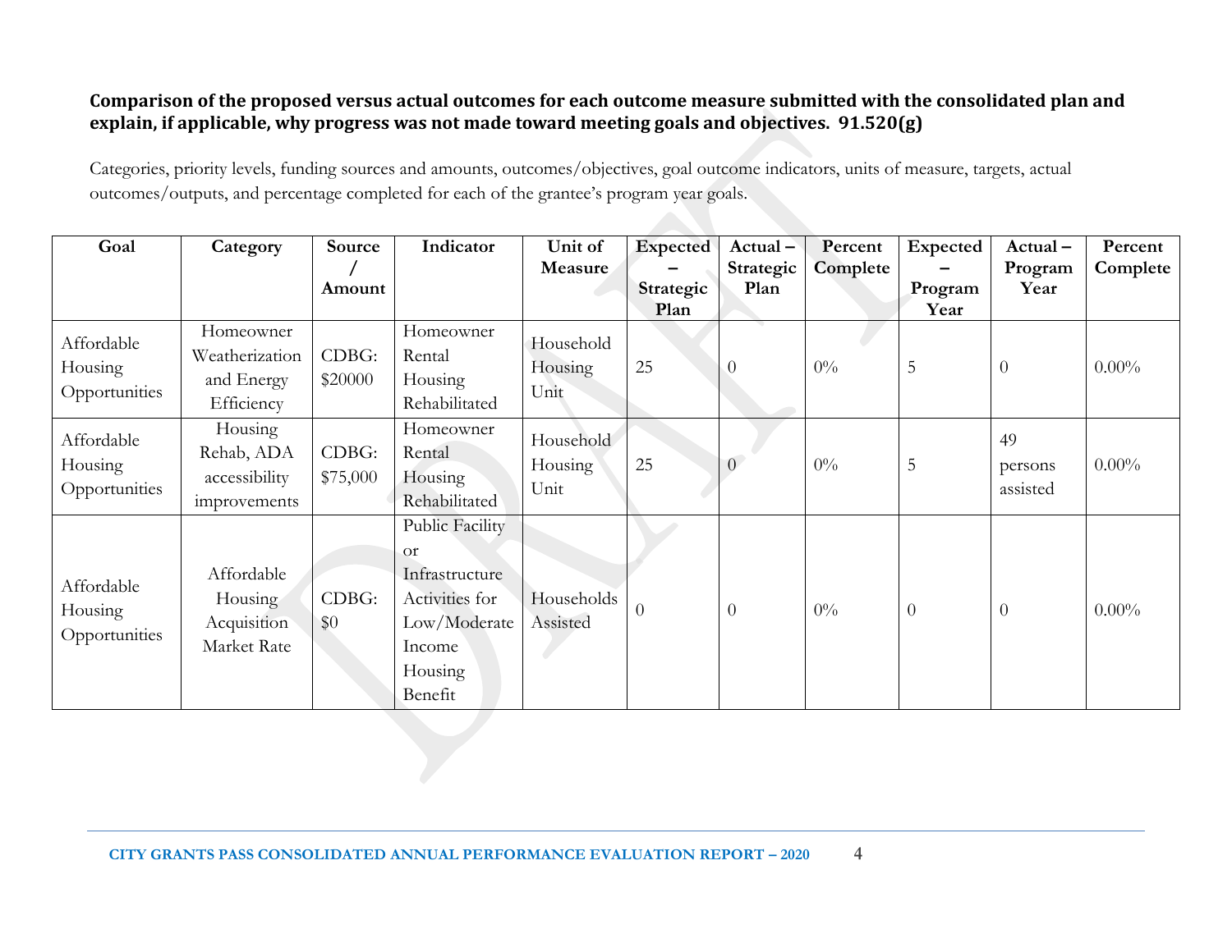**Comparison of the proposed versus actual outcomes for each outcome measure submitted with the consolidated plan and explain, if applicable, why progress was not made toward meeting goals and objectives. 91.520(g)**

Categories, priority levels, funding sources and amounts, outcomes/objectives, goal outcome indicators, units of measure, targets, actual outcomes/outputs, and percentage completed for each of the grantee's program year goals.

| Goal | Category | Source / Amount | Indicator | Unit of Measure | Expected – Strategic Plan | Actual – Strategic Plan | Percent Complete | Expected – Program Year | Actual – Program Year | Percent Complete |
|---|---|---|---|---|---|---|---|---|---|---|
| Affordable Housing Opportunities | Homeowner Weatherization and Energy Efficiency | CDBG: $20000 | Homeowner Rental Housing Rehabilitated | Household Housing Unit | 25 | 0 | 0% | 5 | 0 | 0.00% |
| Affordable Housing Opportunities | Housing Rehab, ADA accessibility improvements | CDBG: $75,000 | Homeowner Rental Housing Rehabilitated | Household Housing Unit | 25 | 0 | 0% | 5 | 49 persons assisted | 0.00% |
| Affordable Housing Opportunities | Affordable Housing Acquisition Market Rate | CDBG: $0 | Public Facility or Infrastructure Activities for Low/Moderate Income Housing Benefit | Households Assisted | 0 | 0 | 0% | 0 | 0 | 0.00% |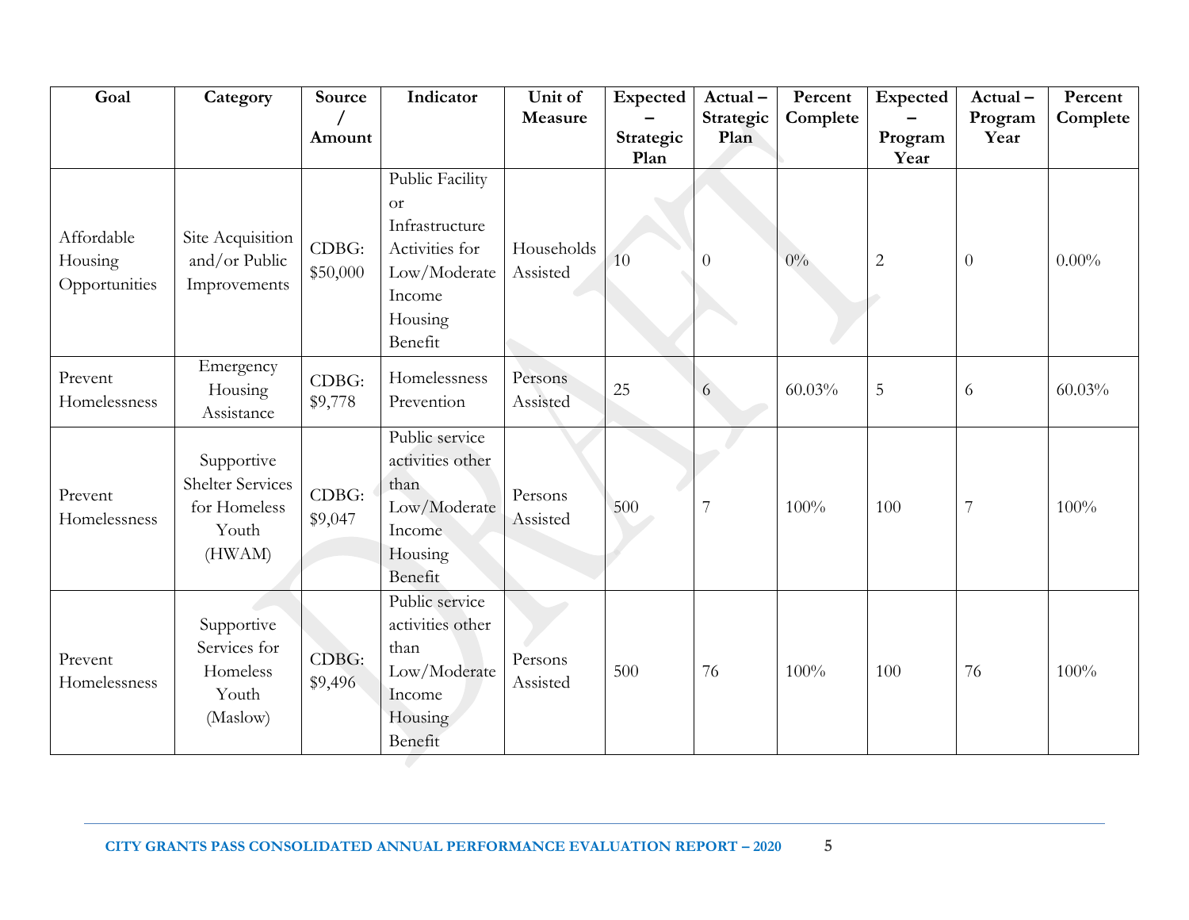| Goal | Category | Source / Amount | Indicator | Unit of Measure | Expected – Strategic Plan | Actual – Strategic Plan | Percent Complete | Expected – Program Year | Actual – Program Year | Percent Complete |
|---|---|---|---|---|---|---|---|---|---|---|
| Affordable Housing Opportunities | Site Acquisition and/or Public Improvements | CDBG: $50,000 | Public Facility or Infrastructure Activities for Low/Moderate Income Housing Benefit | Households Assisted | 10 | 0 | 0% | 2 | 0 | 0.00% |
| Prevent Homelessness | Emergency Housing Assistance | CDBG: $9,778 | Homelessness Prevention | Persons Assisted | 25 | 6 | 60.03% | 5 | 6 | 60.03% |
| Prevent Homelessness | Supportive Shelter Services for Homeless Youth (HWAM) | CDBG: $9,047 | Public service activities other than Low/Moderate Income Housing Benefit | Persons Assisted | 500 | 7 | 100% | 100 | 7 | 100% |
| Prevent Homelessness | Supportive Services for Homeless Youth (Maslow) | CDBG: $9,496 | Public service activities other than Low/Moderate Income Housing Benefit | Persons Assisted | 500 | 76 | 100% | 100 | 76 | 100% |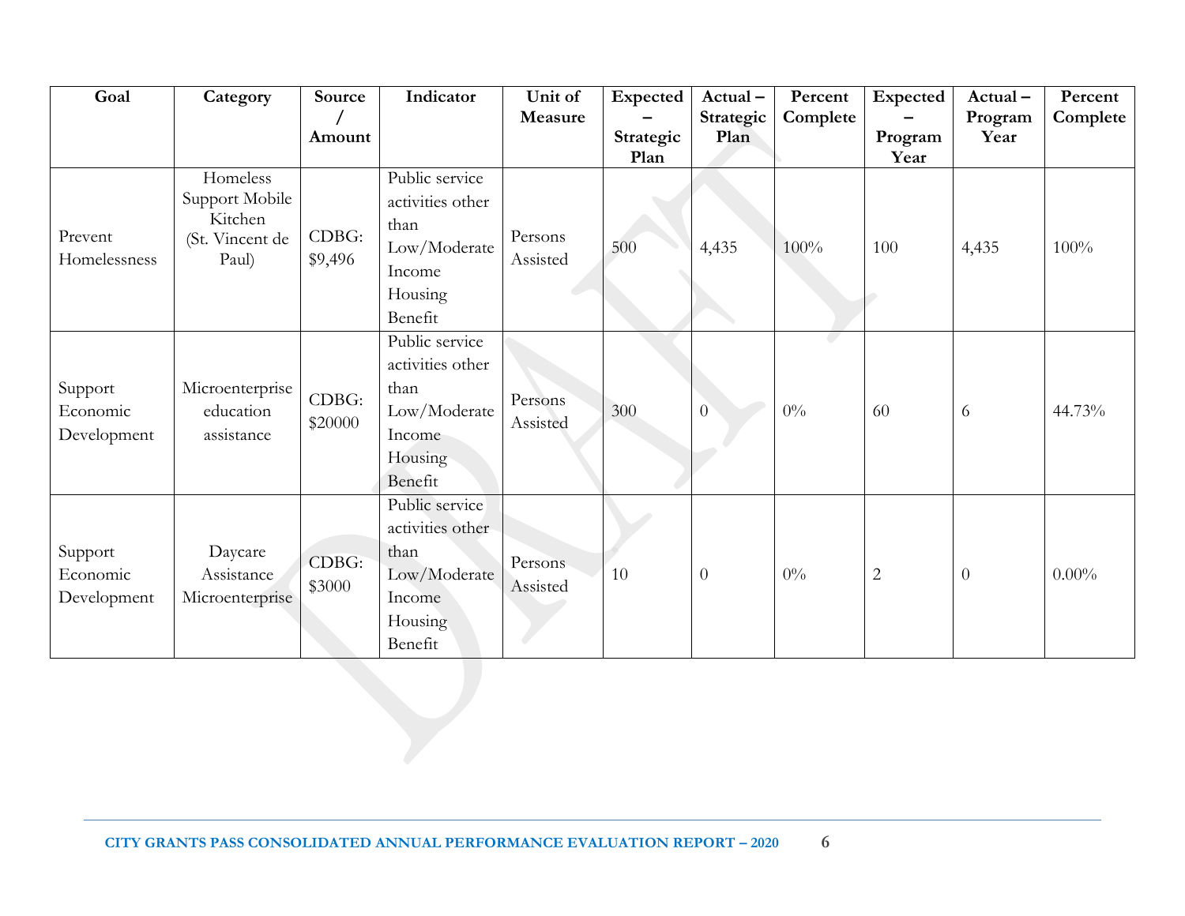| Goal | Category | Source / Amount | Indicator | Unit of Measure | Expected – Strategic Plan | Actual – Strategic Plan | Percent Complete | Expected – Program Year | Actual – Program Year | Percent Complete |
|---|---|---|---|---|---|---|---|---|---|---|
| Prevent Homelessness | Homeless Support Mobile Kitchen (St. Vincent de Paul) | CDBG: $9,496 | Public service activities other than Low/Moderate Income Housing Benefit | Persons Assisted | 500 | 4,435 | 100% | 100 | 4,435 | 100% |
| Support Economic Development | Microenterprise education assistance | CDBG: $20000 | Public service activities other than Low/Moderate Income Housing Benefit | Persons Assisted | 300 | 0 | 0% | 60 | 6 | 44.73% |
| Support Economic Development | Daycare Assistance Microenterprise | CDBG: $3000 | Public service activities other than Low/Moderate Income Housing Benefit | Persons Assisted | 10 | 0 | 0% | 2 | 0 | 0.00% |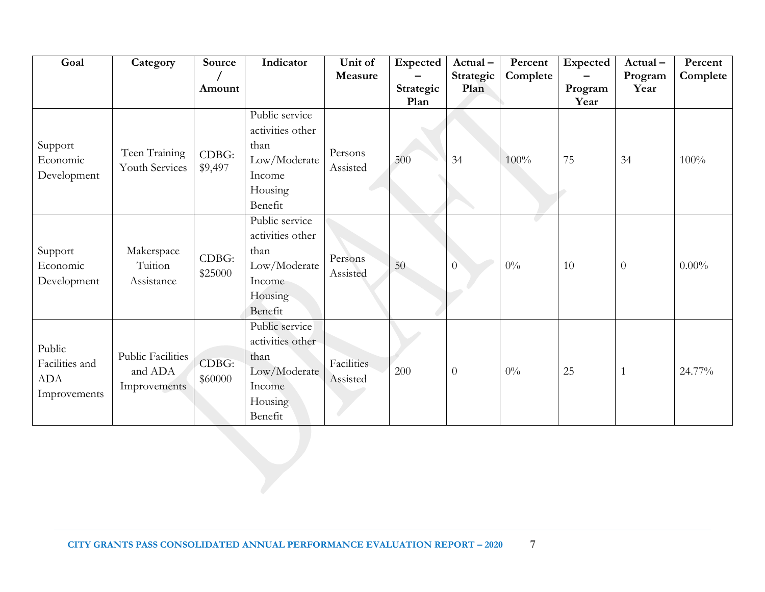| Goal | Category | Source / Amount | Indicator | Unit of Measure | Expected – Strategic Plan | Actual – Strategic Plan | Percent Complete | Expected – Program Year | Actual – Program Year | Percent Complete |
|---|---|---|---|---|---|---|---|---|---|---|
| Support Economic Development | Teen Training Youth Services | CDBG: $9,497 | Public service activities other than Low/Moderate Income Housing Benefit | Persons Assisted | 500 | 34 | 100% | 75 | 34 | 100% |
| Support Economic Development | Makerspace Tuition Assistance | CDBG: $25000 | Public service activities other than Low/Moderate Income Housing Benefit | Persons Assisted | 50 | 0 | 0% | 10 | 0 | 0.00% |
| Public Facilities and ADA Improvements | Public Facilities and ADA Improvements | CDBG: $60000 | Public service activities other than Low/Moderate Income Housing Benefit | Facilities Assisted | 200 | 0 | 0% | 25 | 1 | 24.77% |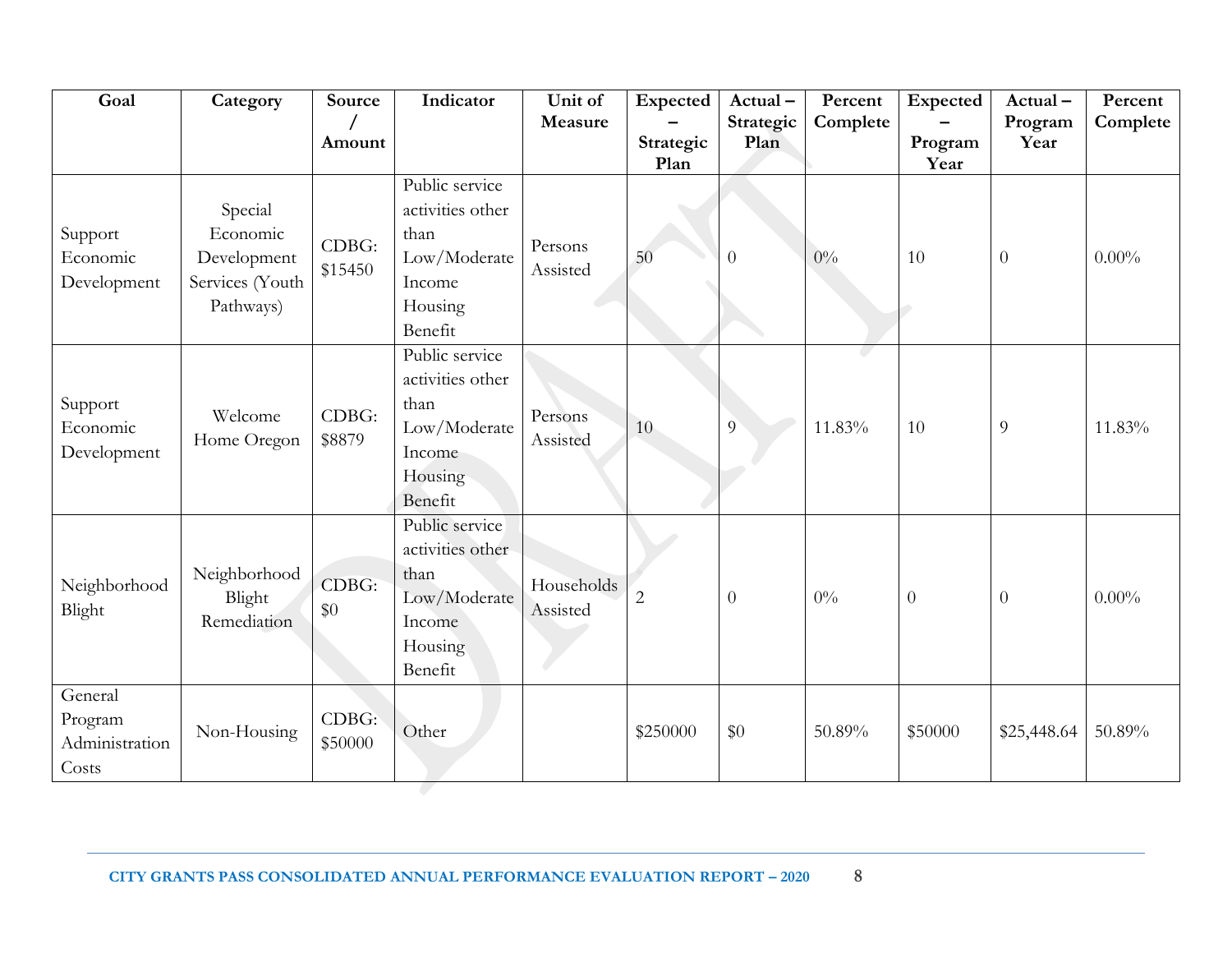| Goal | Category | Source / Amount | Indicator | Unit of Measure | Expected – Strategic Plan | Actual – Strategic Plan | Percent Complete | Expected – Program Year | Actual – Program Year | Percent Complete |
|---|---|---|---|---|---|---|---|---|---|---|
| Support Economic Development | Special Economic Development Services (Youth Pathways) | CDBG: $15450 | Public service activities other than Low/Moderate Income Housing Benefit | Persons Assisted | 50 | 0 | 0% | 10 | 0 | 0.00% |
| Support Economic Development | Welcome Home Oregon | CDBG: $8879 | Public service activities other than Low/Moderate Income Housing Benefit | Persons Assisted | 10 | 9 | 11.83% | 10 | 9 | 11.83% |
| Neighborhood Blight | Neighborhood Blight Remediation | CDBG: $0 | Public service activities other than Low/Moderate Income Housing Benefit | Households Assisted | 2 | 0 | 0% | 0 | 0 | 0.00% |
| General Program Administration Costs | Non-Housing | CDBG: $50000 | Other | | $250000 | $0 | 50.89% | $50000 | $25,448.64 | 50.89% |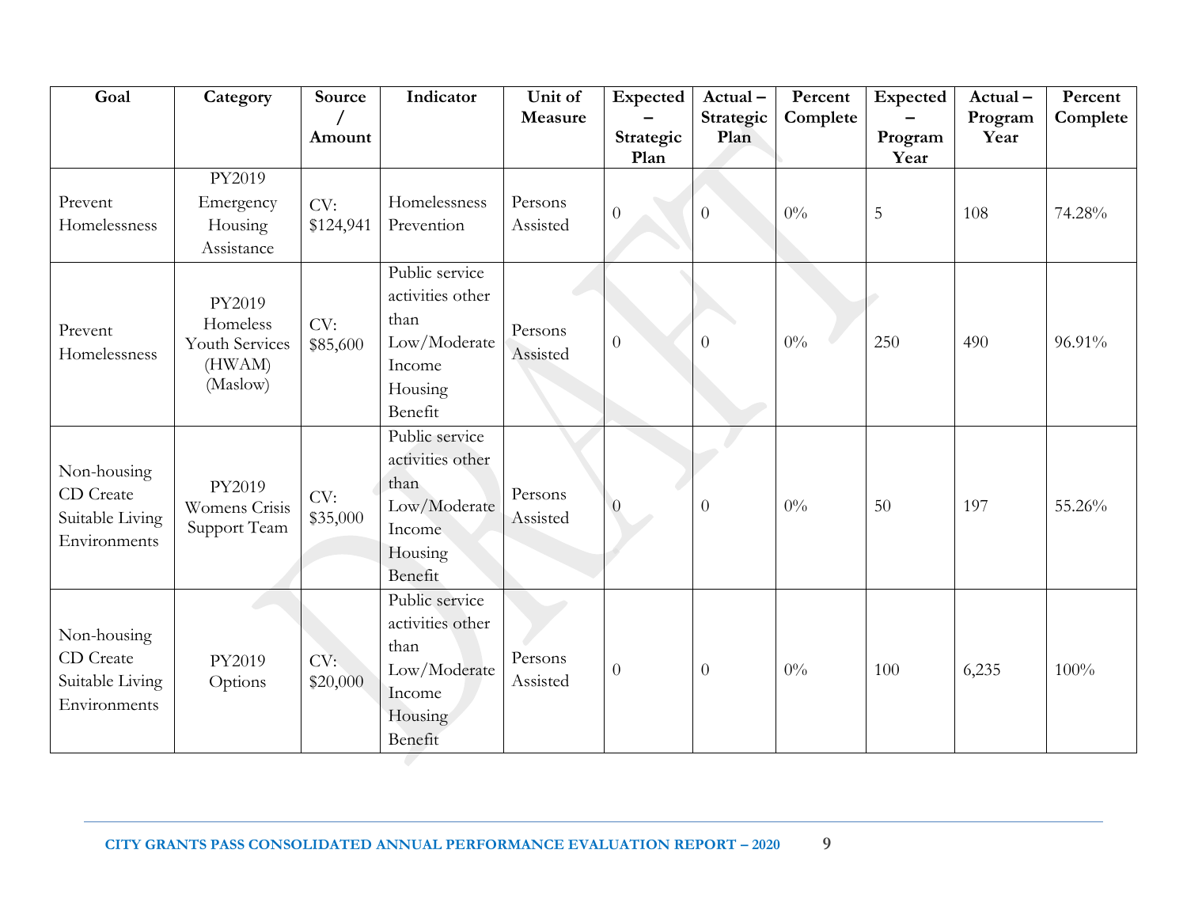| Goal | Category | Source / Amount | Indicator | Unit of Measure | Expected – Strategic Plan | Actual – Strategic Plan | Percent Complete | Expected – Program Year | Actual – Program Year | Percent Complete |
|---|---|---|---|---|---|---|---|---|---|---|
| Prevent Homelessness | PY2019 Emergency Housing Assistance | CV: $124,941 | Homelessness Prevention | Persons Assisted | 0 | 0 | 0% | 5 | 108 | 74.28% |
| Prevent Homelessness | PY2019 Homeless Youth Services (HWAM) (Maslow) | CV: $85,600 | Public service activities other than Low/Moderate Income Housing Benefit | Persons Assisted | 0 | 0 | 0% | 250 | 490 | 96.91% |
| Non-housing CD Create Suitable Living Environments | PY2019 Womens Crisis Support Team | CV: $35,000 | Public service activities other than Low/Moderate Income Housing Benefit | Persons Assisted | 0 | 0 | 0% | 50 | 197 | 55.26% |
| Non-housing CD Create Suitable Living Environments | PY2019 Options | CV: $20,000 | Public service activities other than Low/Moderate Income Housing Benefit | Persons Assisted | 0 | 0 | 0% | 100 | 6,235 | 100% |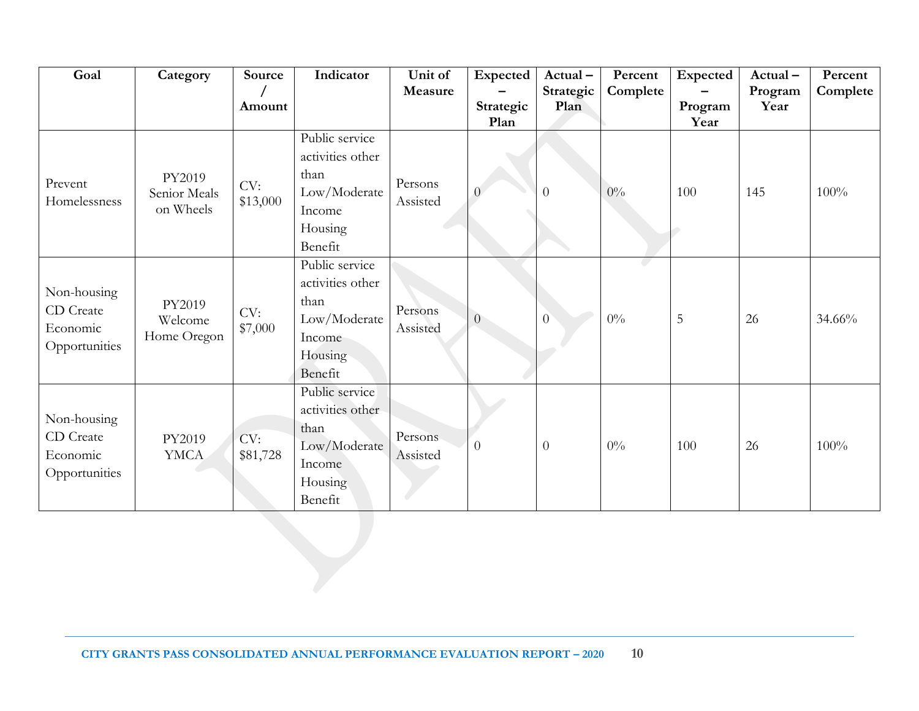| Goal | Category | Source / Amount | Indicator | Unit of Measure | Expected – Strategic Plan | Actual – Strategic Plan | Percent Complete | Expected – Program Year | Actual – Program Year | Percent Complete |
|---|---|---|---|---|---|---|---|---|---|---|
| Prevent Homelessness | PY2019 Senior Meals on Wheels | CV: $13,000 | Public service activities other than Low/Moderate Income Housing Benefit | Persons Assisted | 0 | 0 | 0% | 100 | 145 | 100% |
| Non-housing CD Create Economic Opportunities | PY2019 Welcome Home Oregon | CV: $7,000 | Public service activities other than Low/Moderate Income Housing Benefit | Persons Assisted | 0 | 0 | 0% | 5 | 26 | 34.66% |
| Non-housing CD Create Economic Opportunities | PY2019 YMCA | CV: $81,728 | Public service activities other than Low/Moderate Income Housing Benefit | Persons Assisted | 0 | 0 | 0% | 100 | 26 | 100% |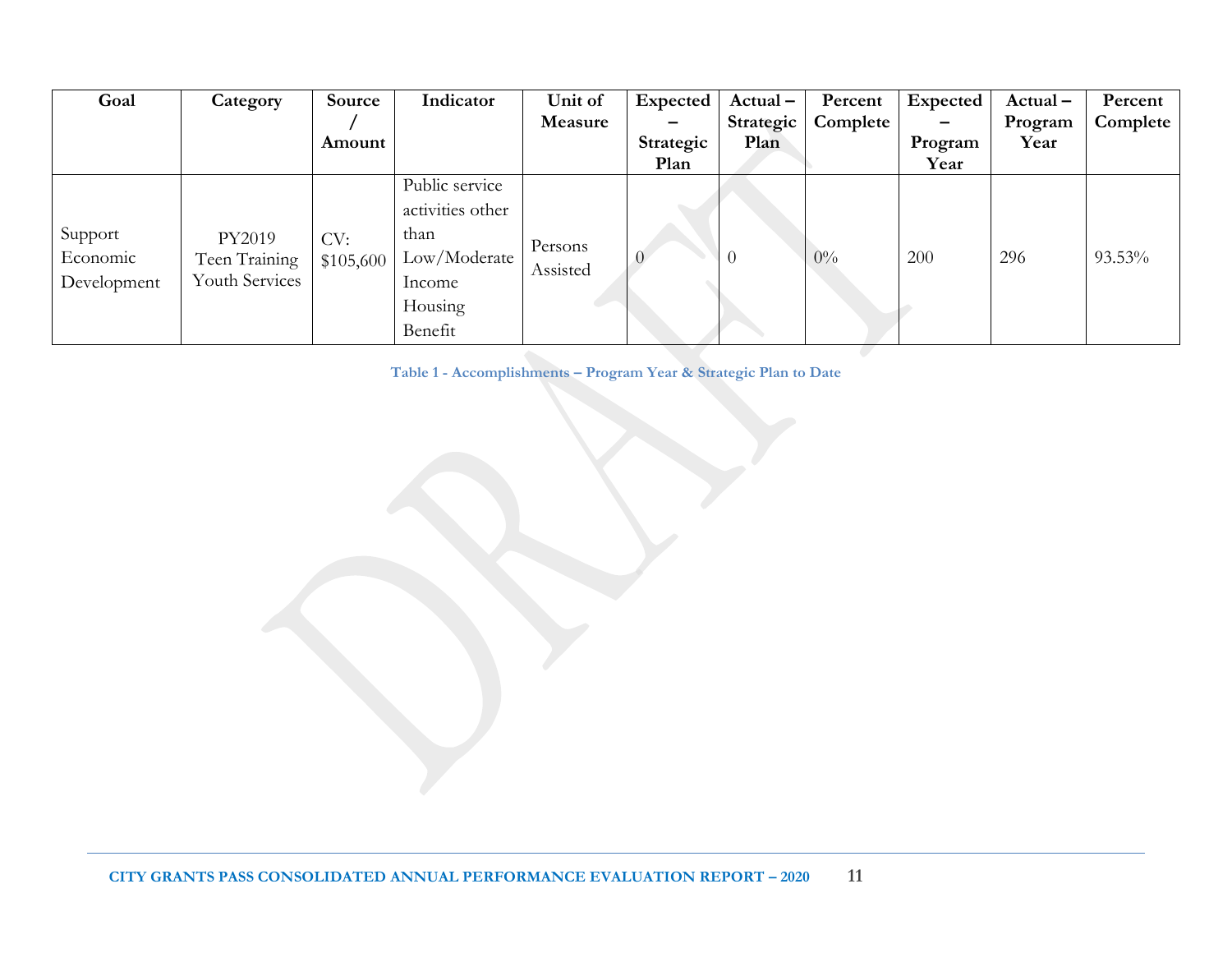| Goal | Category | Source / Amount | Indicator | Unit of Measure | Expected – Strategic Plan | Actual – Strategic Plan | Percent Complete | Expected – Program Year | Actual – Program Year | Percent Complete |
|---|---|---|---|---|---|---|---|---|---|---|
| Support Economic Development | PY2019 Teen Training Youth Services | CV: $105,600 | Public service activities other than Low/Moderate Income Housing Benefit | Persons Assisted | 0 | 0 | 0% | 200 | 296 | 93.53% |

**Table 1 - Accomplishments – Program Year & Strategic Plan to Date**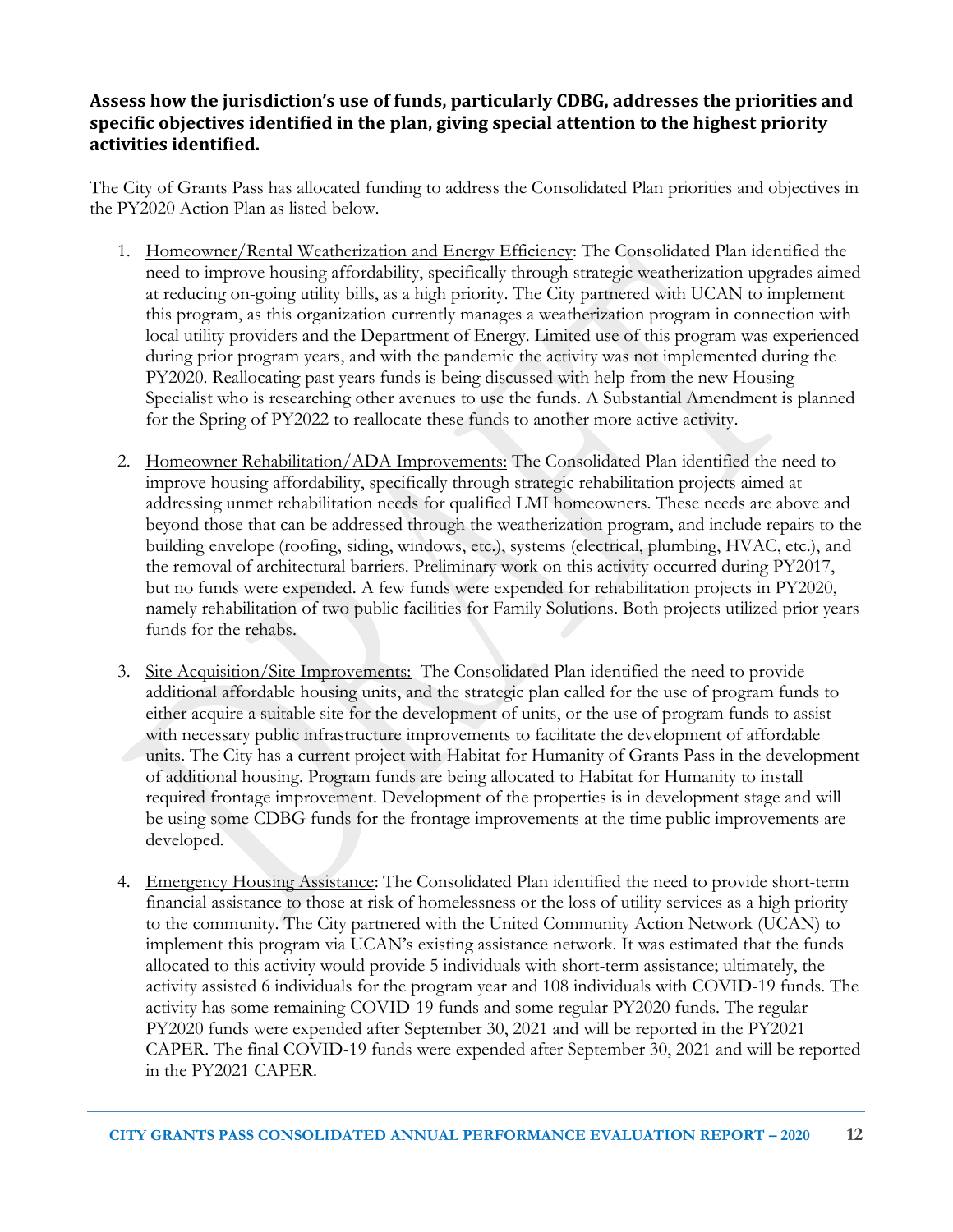### Assess how the jurisdiction's use of funds, particularly CDBG, addresses the priorities and specific objectives identified in the plan, giving special attention to the highest priority activities identified.

The City of Grants Pass has allocated funding to address the Consolidated Plan priorities and objectives in the PY2020 Action Plan as listed below.

1. Homeowner/Rental Weatherization and Energy Efficiency: The Consolidated Plan identified the need to improve housing affordability, specifically through strategic weatherization upgrades aimed at reducing on-going utility bills, as a high priority. The City partnered with UCAN to implement this program, as this organization currently manages a weatherization program in connection with local utility providers and the Department of Energy. Limited use of this program was experienced during prior program years, and with the pandemic the activity was not implemented during the PY2020. Reallocating past years funds is being discussed with help from the new Housing Specialist who is researching other avenues to use the funds. A Substantial Amendment is planned for the Spring of PY2022 to reallocate these funds to another more active activity.

2. Homeowner Rehabilitation/ADA Improvements: The Consolidated Plan identified the need to improve housing affordability, specifically through strategic rehabilitation projects aimed at addressing unmet rehabilitation needs for qualified LMI homeowners. These needs are above and beyond those that can be addressed through the weatherization program, and include repairs to the building envelope (roofing, siding, windows, etc.), systems (electrical, plumbing, HVAC, etc.), and the removal of architectural barriers. Preliminary work on this activity occurred during PY2017, but no funds were expended. A few funds were expended for rehabilitation projects in PY2020, namely rehabilitation of two public facilities for Family Solutions. Both projects utilized prior years funds for the rehabs.

3. Site Acquisition/Site Improvements: The Consolidated Plan identified the need to provide additional affordable housing units, and the strategic plan called for the use of program funds to either acquire a suitable site for the development of units, or the use of program funds to assist with necessary public infrastructure improvements to facilitate the development of affordable units. The City has a current project with Habitat for Humanity of Grants Pass in the development of additional housing. Program funds are being allocated to Habitat for Humanity to install required frontage improvement. Development of the properties is in development stage and will be using some CDBG funds for the frontage improvements at the time public improvements are developed.

4. Emergency Housing Assistance: The Consolidated Plan identified the need to provide short-term financial assistance to those at risk of homelessness or the loss of utility services as a high priority to the community. The City partnered with the United Community Action Network (UCAN) to implement this program via UCAN's existing assistance network. It was estimated that the funds allocated to this activity would provide 5 individuals with short-term assistance; ultimately, the activity assisted 6 individuals for the program year and 108 individuals with COVID-19 funds. The activity has some remaining COVID-19 funds and some regular PY2020 funds. The regular PY2020 funds were expended after September 30, 2021 and will be reported in the PY2021 CAPER. The final COVID-19 funds were expended after September 30, 2021 and will be reported in the PY2021 CAPER.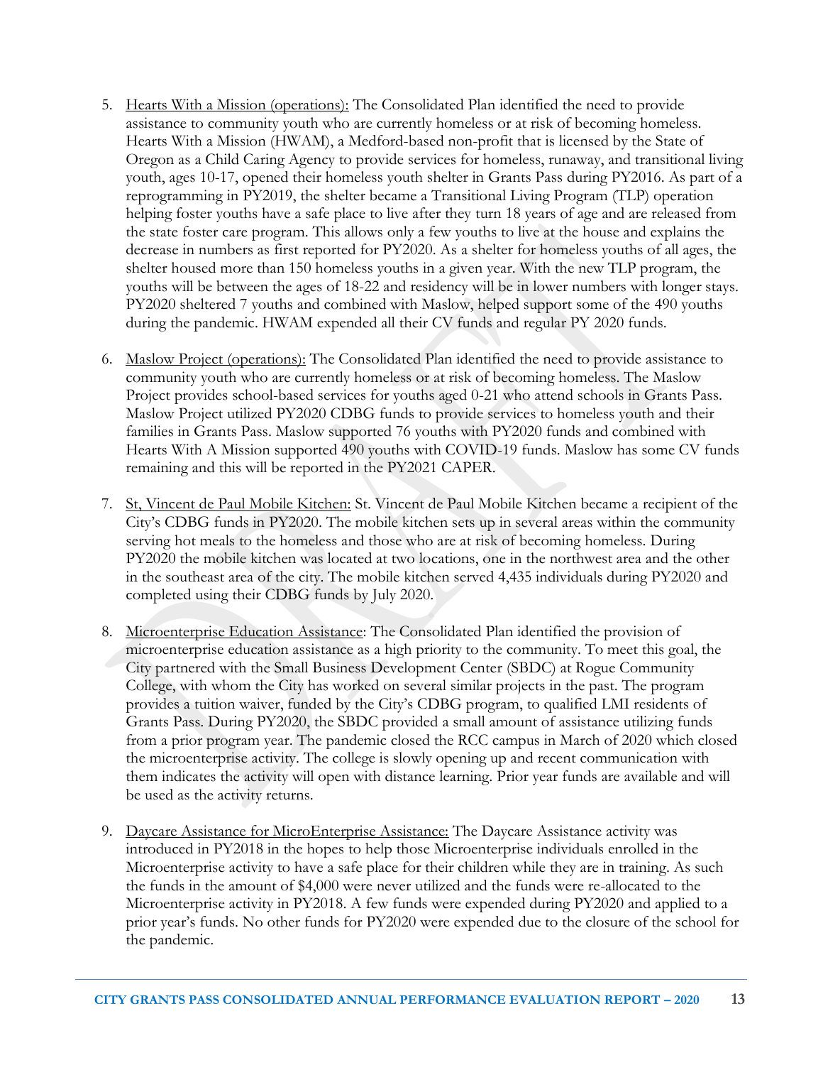5. Hearts With a Mission (operations): The Consolidated Plan identified the need to provide assistance to community youth who are currently homeless or at risk of becoming homeless. Hearts With a Mission (HWAM), a Medford-based non-profit that is licensed by the State of Oregon as a Child Caring Agency to provide services for homeless, runaway, and transitional living youth, ages 10-17, opened their homeless youth shelter in Grants Pass during PY2016. As part of a reprogramming in PY2019, the shelter became a Transitional Living Program (TLP) operation helping foster youths have a safe place to live after they turn 18 years of age and are released from the state foster care program. This allows only a few youths to live at the house and explains the decrease in numbers as first reported for PY2020. As a shelter for homeless youths of all ages, the shelter housed more than 150 homeless youths in a given year. With the new TLP program, the youths will be between the ages of 18-22 and residency will be in lower numbers with longer stays. PY2020 sheltered 7 youths and combined with Maslow, helped support some of the 490 youths during the pandemic. HWAM expended all their CV funds and regular PY 2020 funds.

6. Maslow Project (operations): The Consolidated Plan identified the need to provide assistance to community youth who are currently homeless or at risk of becoming homeless. The Maslow Project provides school-based services for youths aged 0-21 who attend schools in Grants Pass. Maslow Project utilized PY2020 CDBG funds to provide services to homeless youth and their families in Grants Pass. Maslow supported 76 youths with PY2020 funds and combined with Hearts With A Mission supported 490 youths with COVID-19 funds. Maslow has some CV funds remaining and this will be reported in the PY2021 CAPER.

7. St, Vincent de Paul Mobile Kitchen: St. Vincent de Paul Mobile Kitchen became a recipient of the City's CDBG funds in PY2020. The mobile kitchen sets up in several areas within the community serving hot meals to the homeless and those who are at risk of becoming homeless. During PY2020 the mobile kitchen was located at two locations, one in the northwest area and the other in the southeast area of the city. The mobile kitchen served 4,435 individuals during PY2020 and completed using their CDBG funds by July 2020.

8. Microenterprise Education Assistance: The Consolidated Plan identified the provision of microenterprise education assistance as a high priority to the community. To meet this goal, the City partnered with the Small Business Development Center (SBDC) at Rogue Community College, with whom the City has worked on several similar projects in the past. The program provides a tuition waiver, funded by the City's CDBG program, to qualified LMI residents of Grants Pass. During PY2020, the SBDC provided a small amount of assistance utilizing funds from a prior program year. The pandemic closed the RCC campus in March of 2020 which closed the microenterprise activity. The college is slowly opening up and recent communication with them indicates the activity will open with distance learning. Prior year funds are available and will be used as the activity returns.

9. Daycare Assistance for MicroEnterprise Assistance: The Daycare Assistance activity was introduced in PY2018 in the hopes to help those Microenterprise individuals enrolled in the Microenterprise activity to have a safe place for their children while they are in training. As such the funds in the amount of $4,000 were never utilized and the funds were re-allocated to the Microenterprise activity in PY2018. A few funds were expended during PY2020 and applied to a prior year's funds. No other funds for PY2020 were expended due to the closure of the school for the pandemic.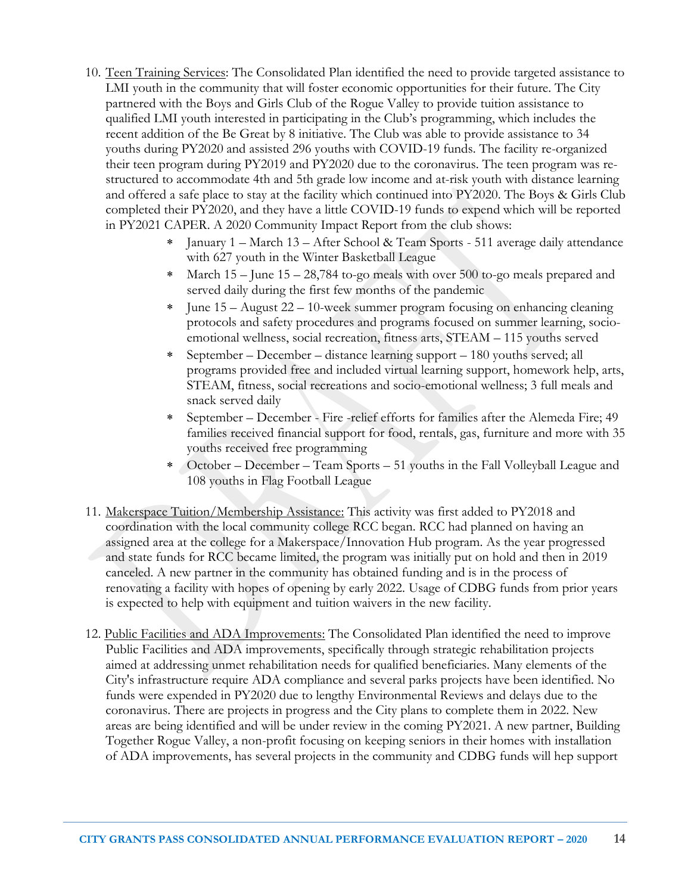10. Teen Training Services: The Consolidated Plan identified the need to provide targeted assistance to LMI youth in the community that will foster economic opportunities for their future. The City partnered with the Boys and Girls Club of the Rogue Valley to provide tuition assistance to qualified LMI youth interested in participating in the Club's programming, which includes the recent addition of the Be Great by 8 initiative. The Club was able to provide assistance to 34 youths during PY2020 and assisted 296 youths with COVID-19 funds. The facility re-organized their teen program during PY2019 and PY2020 due to the coronavirus. The teen program was re-structured to accommodate 4th and 5th grade low income and at-risk youth with distance learning and offered a safe place to stay at the facility which continued into PY2020. The Boys & Girls Club completed their PY2020, and they have a little COVID-19 funds to expend which will be reported in PY2021 CAPER. A 2020 Community Impact Report from the club shows:
    - January 1 – March 13 – After School & Team Sports - 511 average daily attendance with 627 youth in the Winter Basketball League
    - March 15 – June 15 – 28,784 to-go meals with over 500 to-go meals prepared and served daily during the first few months of the pandemic
    - June 15 – August 22 – 10-week summer program focusing on enhancing cleaning protocols and safety procedures and programs focused on summer learning, socio-emotional wellness, social recreation, fitness arts, STEAM – 115 youths served
    - September – December – distance learning support – 180 youths served; all programs provided free and included virtual learning support, homework help, arts, STEAM, fitness, social recreations and socio-emotional wellness; 3 full meals and snack served daily
    - September – December - Fire -relief efforts for families after the Alemeda Fire; 49 families received financial support for food, rentals, gas, furniture and more with 35 youths received free programming
    - October – December – Team Sports – 51 youths in the Fall Volleyball League and 108 youths in Flag Football League

11. Makerspace Tuition/Membership Assistance: This activity was first added to PY2018 and coordination with the local community college RCC began. RCC had planned on having an assigned area at the college for a Makerspace/Innovation Hub program. As the year progressed and state funds for RCC became limited, the program was initially put on hold and then in 2019 canceled. A new partner in the community has obtained funding and is in the process of renovating a facility with hopes of opening by early 2022. Usage of CDBG funds from prior years is expected to help with equipment and tuition waivers in the new facility.

12. Public Facilities and ADA Improvements: The Consolidated Plan identified the need to improve Public Facilities and ADA improvements, specifically through strategic rehabilitation projects aimed at addressing unmet rehabilitation needs for qualified beneficiaries. Many elements of the City's infrastructure require ADA compliance and several parks projects have been identified. No funds were expended in PY2020 due to lengthy Environmental Reviews and delays due to the coronavirus. There are projects in progress and the City plans to complete them in 2022. New areas are being identified and will be under review in the coming PY2021. A new partner, Building Together Rogue Valley, a non-profit focusing on keeping seniors in their homes with installation of ADA improvements, has several projects in the community and CDBG funds will hep support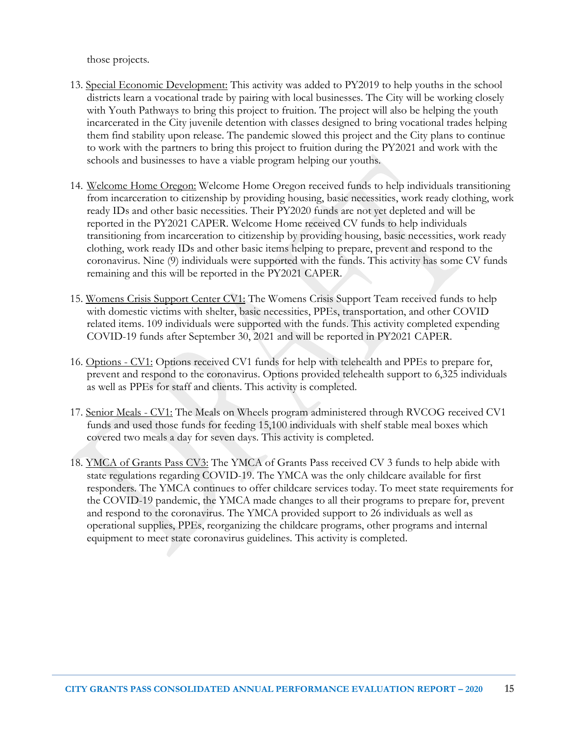those projects.

13. Special Economic Development: This activity was added to PY2019 to help youths in the school districts learn a vocational trade by pairing with local businesses. The City will be working closely with Youth Pathways to bring this project to fruition. The project will also be helping the youth incarcerated in the City juvenile detention with classes designed to bring vocational trades helping them find stability upon release. The pandemic slowed this project and the City plans to continue to work with the partners to bring this project to fruition during the PY2021 and work with the schools and businesses to have a viable program helping our youths.

14. Welcome Home Oregon: Welcome Home Oregon received funds to help individuals transitioning from incarceration to citizenship by providing housing, basic necessities, work ready clothing, work ready IDs and other basic necessities. Their PY2020 funds are not yet depleted and will be reported in the PY2021 CAPER. Welcome Home received CV funds to help individuals transitioning from incarceration to citizenship by providing housing, basic necessities, work ready clothing, work ready IDs and other basic items helping to prepare, prevent and respond to the coronavirus. Nine (9) individuals were supported with the funds. This activity has some CV funds remaining and this will be reported in the PY2021 CAPER.

15. Womens Crisis Support Center CV1: The Womens Crisis Support Team received funds to help with domestic victims with shelter, basic necessities, PPEs, transportation, and other COVID related items. 109 individuals were supported with the funds. This activity completed expending COVID-19 funds after September 30, 2021 and will be reported in PY2021 CAPER.

16. Options - CV1: Options received CV1 funds for help with telehealth and PPEs to prepare for, prevent and respond to the coronavirus. Options provided telehealth support to 6,325 individuals as well as PPEs for staff and clients. This activity is completed.

17. Senior Meals - CV1: The Meals on Wheels program administered through RVCOG received CV1 funds and used those funds for feeding 15,100 individuals with shelf stable meal boxes which covered two meals a day for seven days. This activity is completed.

18. YMCA of Grants Pass CV3: The YMCA of Grants Pass received CV 3 funds to help abide with state regulations regarding COVID-19. The YMCA was the only childcare available for first responders. The YMCA continues to offer childcare services today. To meet state requirements for the COVID-19 pandemic, the YMCA made changes to all their programs to prepare for, prevent and respond to the coronavirus. The YMCA provided support to 26 individuals as well as operational supplies, PPEs, reorganizing the childcare programs, other programs and internal equipment to meet state coronavirus guidelines. This activity is completed.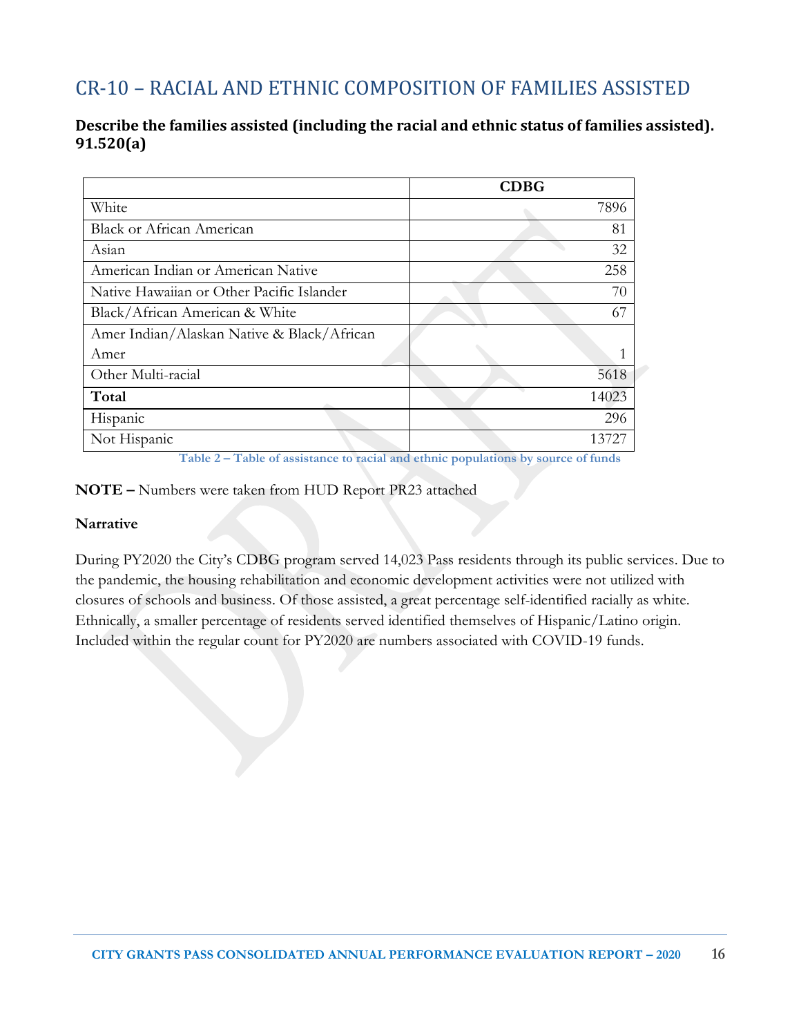# CR-10 – RACIAL AND ETHNIC COMPOSITION OF FAMILIES ASSISTED

### Describe the families assisted (including the racial and ethnic status of families assisted). 91.520(a)

| | CDBG |
|---|---|
| White | 7896 |
| Black or African American | 81 |
| Asian | 32 |
| American Indian or American Native | 258 |
| Native Hawaiian or Other Pacific Islander | 70 |
| Black/African American & White | 67 |
| Amer Indian/Alaskan Native & Black/African Amer | 1 |
| Other Multi-racial | 5618 |
| **Total** | 14023 |
| Hispanic | 296 |
| Not Hispanic | 13727 |

Table 2 – Table of assistance to racial and ethnic populations by source of funds

**NOTE –** Numbers were taken from HUD Report PR23 attached

**Narrative**

During PY2020 the City's CDBG program served 14,023 Pass residents through its public services. Due to the pandemic, the housing rehabilitation and economic development activities were not utilized with closures of schools and business. Of those assisted, a great percentage self-identified racially as white. Ethnically, a smaller percentage of residents served identified themselves of Hispanic/Latino origin. Included within the regular count for PY2020 are numbers associated with COVID-19 funds.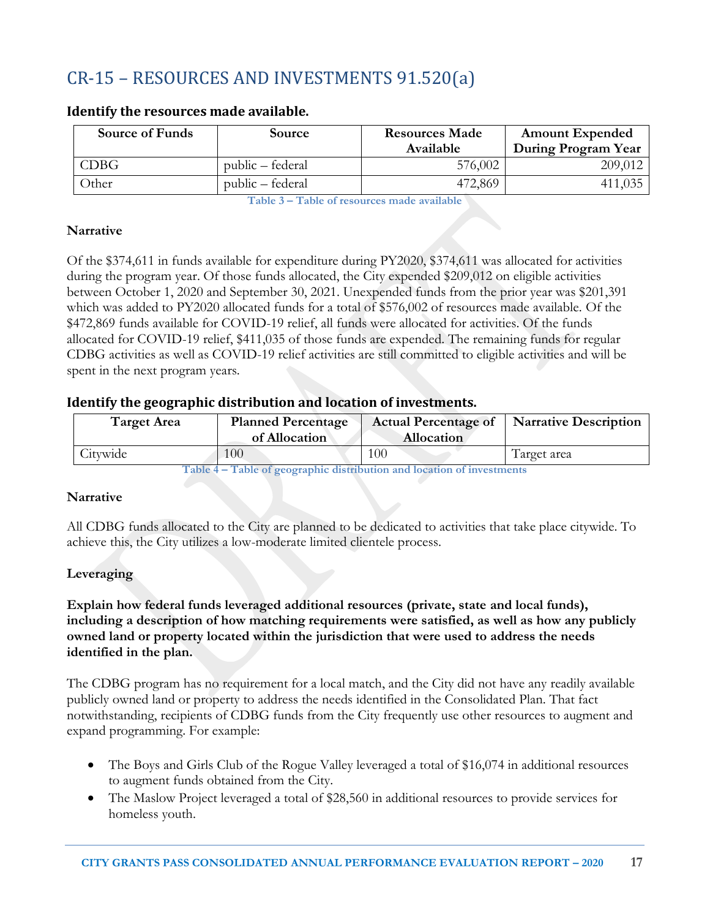## CR-15 – RESOURCES AND INVESTMENTS 91.520(a)

### Identify the resources made available.

| Source of Funds | Source | Resources Made Available | Amount Expended During Program Year |
|---|---|---|---|
| CDBG | public – federal | 576,002 | 209,012 |
| Other | public – federal | 472,869 | 411,035 |

Table 3 – Table of resources made available

**Narrative**

Of the $374,611 in funds available for expenditure during PY2020, $374,611 was allocated for activities during the program year. Of those funds allocated, the City expended $209,012 on eligible activities between October 1, 2020 and September 30, 2021. Unexpended funds from the prior year was $201,391 which was added to PY2020 allocated funds for a total of $576,002 of resources made available. Of the $472,869 funds available for COVID-19 relief, all funds were allocated for activities. Of the funds allocated for COVID-19 relief, $411,035 of those funds are expended. The remaining funds for regular CDBG activities as well as COVID-19 relief activities are still committed to eligible activities and will be spent in the next program years.

### Identify the geographic distribution and location of investments.

| Target Area | Planned Percentage of Allocation | Actual Percentage of Allocation | Narrative Description |
|---|---|---|---|
| Citywide | 100 | 100 | Target area |

Table 4 – Table of geographic distribution and location of investments

**Narrative**

All CDBG funds allocated to the City are planned to be dedicated to activities that take place citywide. To achieve this, the City utilizes a low-moderate limited clientele process.

**Leveraging**

**Explain how federal funds leveraged additional resources (private, state and local funds), including a description of how matching requirements were satisfied, as well as how any publicly owned land or property located within the jurisdiction that were used to address the needs identified in the plan.**

The CDBG program has no requirement for a local match, and the City did not have any readily available publicly owned land or property to address the needs identified in the Consolidated Plan. That fact notwithstanding, recipients of CDBG funds from the City frequently use other resources to augment and expand programming. For example:

- The Boys and Girls Club of the Rogue Valley leveraged a total of $16,074 in additional resources to augment funds obtained from the City.
- The Maslow Project leveraged a total of $28,560 in additional resources to provide services for homeless youth.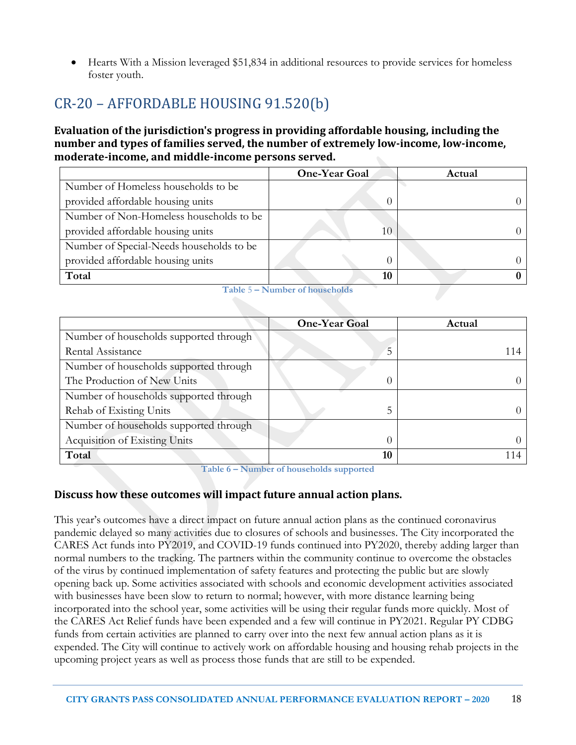- Hearts With a Mission leveraged $51,834 in additional resources to provide services for homeless foster youth.

## CR-20 – AFFORDABLE HOUSING 91.520(b)

**Evaluation of the jurisdiction's progress in providing affordable housing, including the number and types of families served, the number of extremely low-income, low-income, moderate-income, and middle-income persons served.**

| | One-Year Goal | Actual |
|---|---|---|
| Number of Homeless households to be provided affordable housing units | 0 | 0 |
| Number of Non-Homeless households to be provided affordable housing units | 10 | 0 |
| Number of Special-Needs households to be provided affordable housing units | 0 | 0 |
| **Total** | **10** | **0** |

Table 5 – Number of households

| | One-Year Goal | Actual |
|---|---|---|
| Number of households supported through Rental Assistance | 5 | 114 |
| Number of households supported through The Production of New Units | 0 | 0 |
| Number of households supported through Rehab of Existing Units | 5 | 0 |
| Number of households supported through Acquisition of Existing Units | 0 | 0 |
| **Total** | **10** | 114 |

Table 6 – Number of households supported

**Discuss how these outcomes will impact future annual action plans.**

This year's outcomes have a direct impact on future annual action plans as the continued coronavirus pandemic delayed so many activities due to closures of schools and businesses. The City incorporated the CARES Act funds into PY2019, and COVID-19 funds continued into PY2020, thereby adding larger than normal numbers to the tracking. The partners within the community continue to overcome the obstacles of the virus by continued implementation of safety features and protecting the public but are slowly opening back up. Some activities associated with schools and economic development activities associated with businesses have been slow to return to normal; however, with more distance learning being incorporated into the school year, some activities will be using their regular funds more quickly. Most of the CARES Act Relief funds have been expended and a few will continue in PY2021. Regular PY CDBG funds from certain activities are planned to carry over into the next few annual action plans as it is expended. The City will continue to actively work on affordable housing and housing rehab projects in the upcoming project years as well as process those funds that are still to be expended.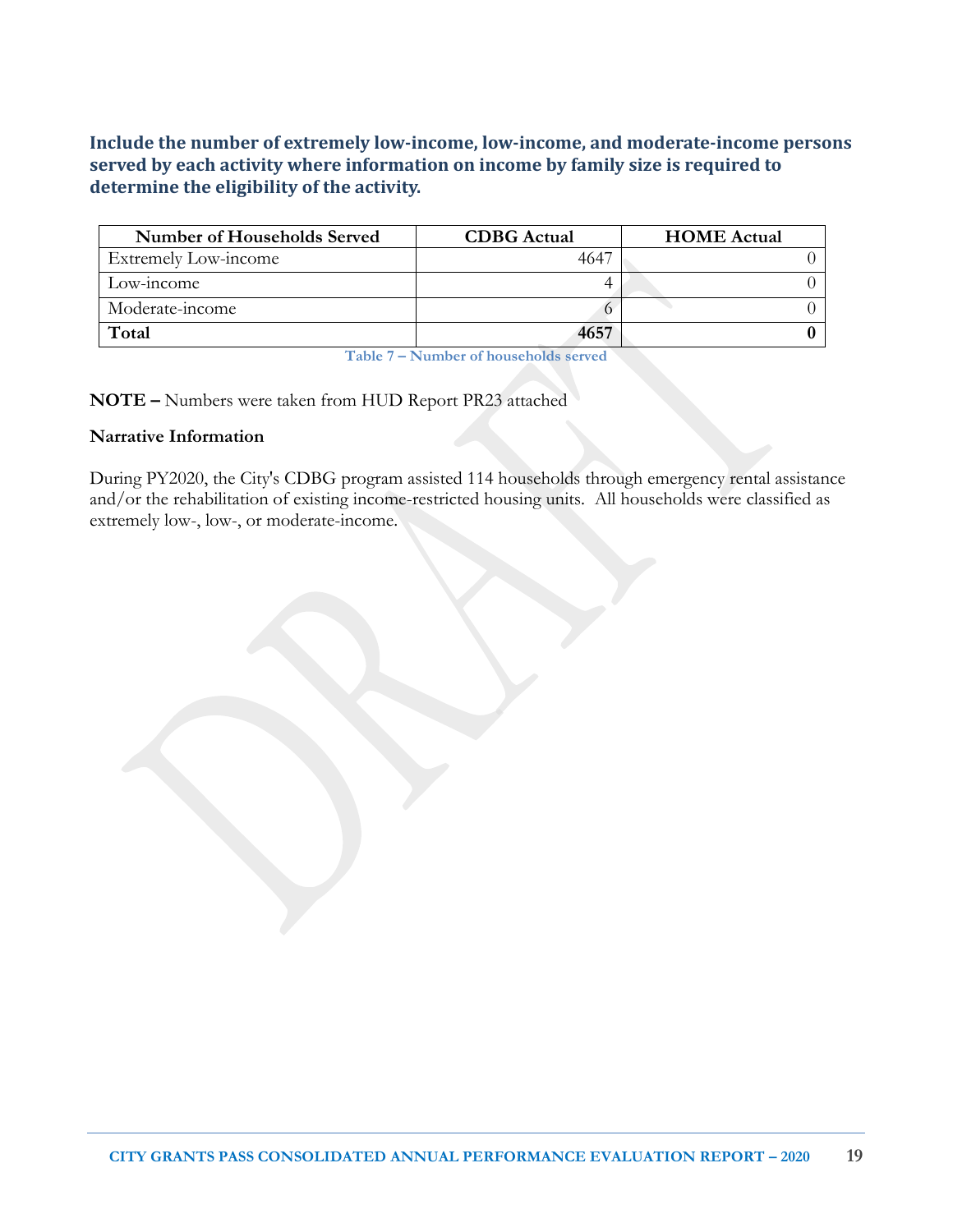**Include the number of extremely low-income, low-income, and moderate-income persons served by each activity where information on income by family size is required to determine the eligibility of the activity.**

| Number of Households Served | CDBG Actual | HOME Actual |
|---|---|---|
| Extremely Low-income | 4647 | 0 |
| Low-income | 4 | 0 |
| Moderate-income | 6 | 0 |
| **Total** | **4657** | **0** |

Table 7 – Number of households served

**NOTE –** Numbers were taken from HUD Report PR23 attached

**Narrative Information**

During PY2020, the City's CDBG program assisted 114 households through emergency rental assistance and/or the rehabilitation of existing income-restricted housing units. All households were classified as extremely low-, low-, or moderate-income.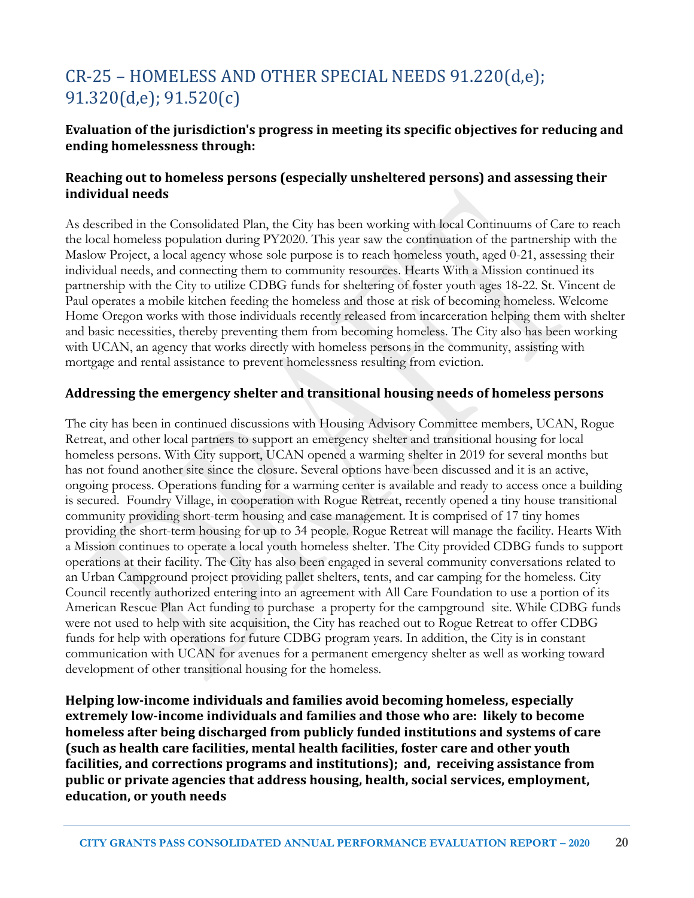# CR-25 – HOMELESS AND OTHER SPECIAL NEEDS 91.220(d,e); 91.320(d,e); 91.520(c)

**Evaluation of the jurisdiction's progress in meeting its specific objectives for reducing and ending homelessness through:**

**Reaching out to homeless persons (especially unsheltered persons) and assessing their individual needs**

As described in the Consolidated Plan, the City has been working with local Continuums of Care to reach the local homeless population during PY2020. This year saw the continuation of the partnership with the Maslow Project, a local agency whose sole purpose is to reach homeless youth, aged 0-21, assessing their individual needs, and connecting them to community resources. Hearts With a Mission continued its partnership with the City to utilize CDBG funds for sheltering of foster youth ages 18-22. St. Vincent de Paul operates a mobile kitchen feeding the homeless and those at risk of becoming homeless. Welcome Home Oregon works with those individuals recently released from incarceration helping them with shelter and basic necessities, thereby preventing them from becoming homeless. The City also has been working with UCAN, an agency that works directly with homeless persons in the community, assisting with mortgage and rental assistance to prevent homelessness resulting from eviction.

**Addressing the emergency shelter and transitional housing needs of homeless persons**

The city has been in continued discussions with Housing Advisory Committee members, UCAN, Rogue Retreat, and other local partners to support an emergency shelter and transitional housing for local homeless persons. With City support, UCAN opened a warming shelter in 2019 for several months but has not found another site since the closure. Several options have been discussed and it is an active, ongoing process. Operations funding for a warming center is available and ready to access once a building is secured. Foundry Village, in cooperation with Rogue Retreat, recently opened a tiny house transitional community providing short-term housing and case management. It is comprised of 17 tiny homes providing the short-term housing for up to 34 people. Rogue Retreat will manage the facility. Hearts With a Mission continues to operate a local youth homeless shelter. The City provided CDBG funds to support operations at their facility. The City has also been engaged in several community conversations related to an Urban Campground project providing pallet shelters, tents, and car camping for the homeless. City Council recently authorized entering into an agreement with All Care Foundation to use a portion of its American Rescue Plan Act funding to purchase a property for the campground site. While CDBG funds were not used to help with site acquisition, the City has reached out to Rogue Retreat to offer CDBG funds for help with operations for future CDBG program years. In addition, the City is in constant communication with UCAN for avenues for a permanent emergency shelter as well as working toward development of other transitional housing for the homeless.

**Helping low-income individuals and families avoid becoming homeless, especially extremely low-income individuals and families and those who are: likely to become homeless after being discharged from publicly funded institutions and systems of care (such as health care facilities, mental health facilities, foster care and other youth facilities, and corrections programs and institutions); and, receiving assistance from public or private agencies that address housing, health, social services, employment, education, or youth needs**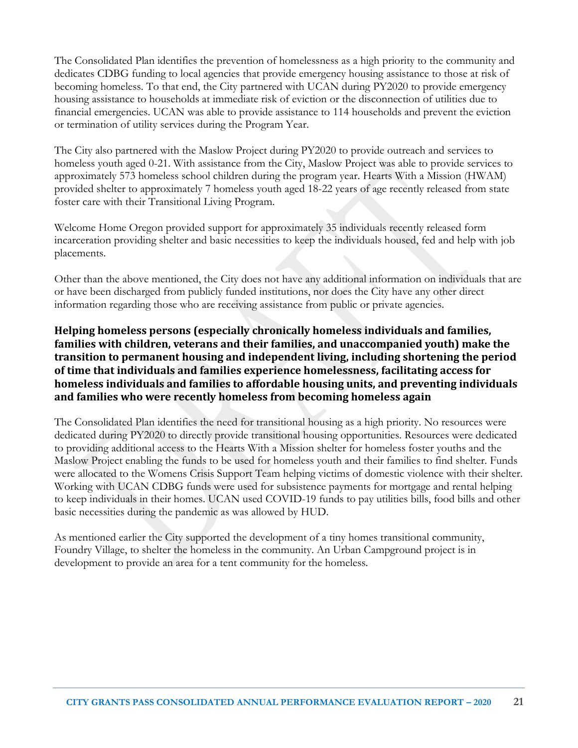The Consolidated Plan identifies the prevention of homelessness as a high priority to the community and dedicates CDBG funding to local agencies that provide emergency housing assistance to those at risk of becoming homeless. To that end, the City partnered with UCAN during PY2020 to provide emergency housing assistance to households at immediate risk of eviction or the disconnection of utilities due to financial emergencies. UCAN was able to provide assistance to 114 households and prevent the eviction or termination of utility services during the Program Year.

The City also partnered with the Maslow Project during PY2020 to provide outreach and services to homeless youth aged 0-21. With assistance from the City, Maslow Project was able to provide services to approximately 573 homeless school children during the program year. Hearts With a Mission (HWAM) provided shelter to approximately 7 homeless youth aged 18-22 years of age recently released from state foster care with their Transitional Living Program.

Welcome Home Oregon provided support for approximately 35 individuals recently released form incarceration providing shelter and basic necessities to keep the individuals housed, fed and help with job placements.

Other than the above mentioned, the City does not have any additional information on individuals that are or have been discharged from publicly funded institutions, nor does the City have any other direct information regarding those who are receiving assistance from public or private agencies.

### Helping homeless persons (especially chronically homeless individuals and families, families with children, veterans and their families, and unaccompanied youth) make the transition to permanent housing and independent living, including shortening the period of time that individuals and families experience homelessness, facilitating access for homeless individuals and families to affordable housing units, and preventing individuals and families who were recently homeless from becoming homeless again

The Consolidated Plan identifies the need for transitional housing as a high priority. No resources were dedicated during PY2020 to directly provide transitional housing opportunities. Resources were dedicated to providing additional access to the Hearts With a Mission shelter for homeless foster youths and the Maslow Project enabling the funds to be used for homeless youth and their families to find shelter. Funds were allocated to the Womens Crisis Support Team helping victims of domestic violence with their shelter. Working with UCAN CDBG funds were used for subsistence payments for mortgage and rental helping to keep individuals in their homes. UCAN used COVID-19 funds to pay utilities bills, food bills and other basic necessities during the pandemic as was allowed by HUD.

As mentioned earlier the City supported the development of a tiny homes transitional community, Foundry Village, to shelter the homeless in the community. An Urban Campground project is in development to provide an area for a tent community for the homeless.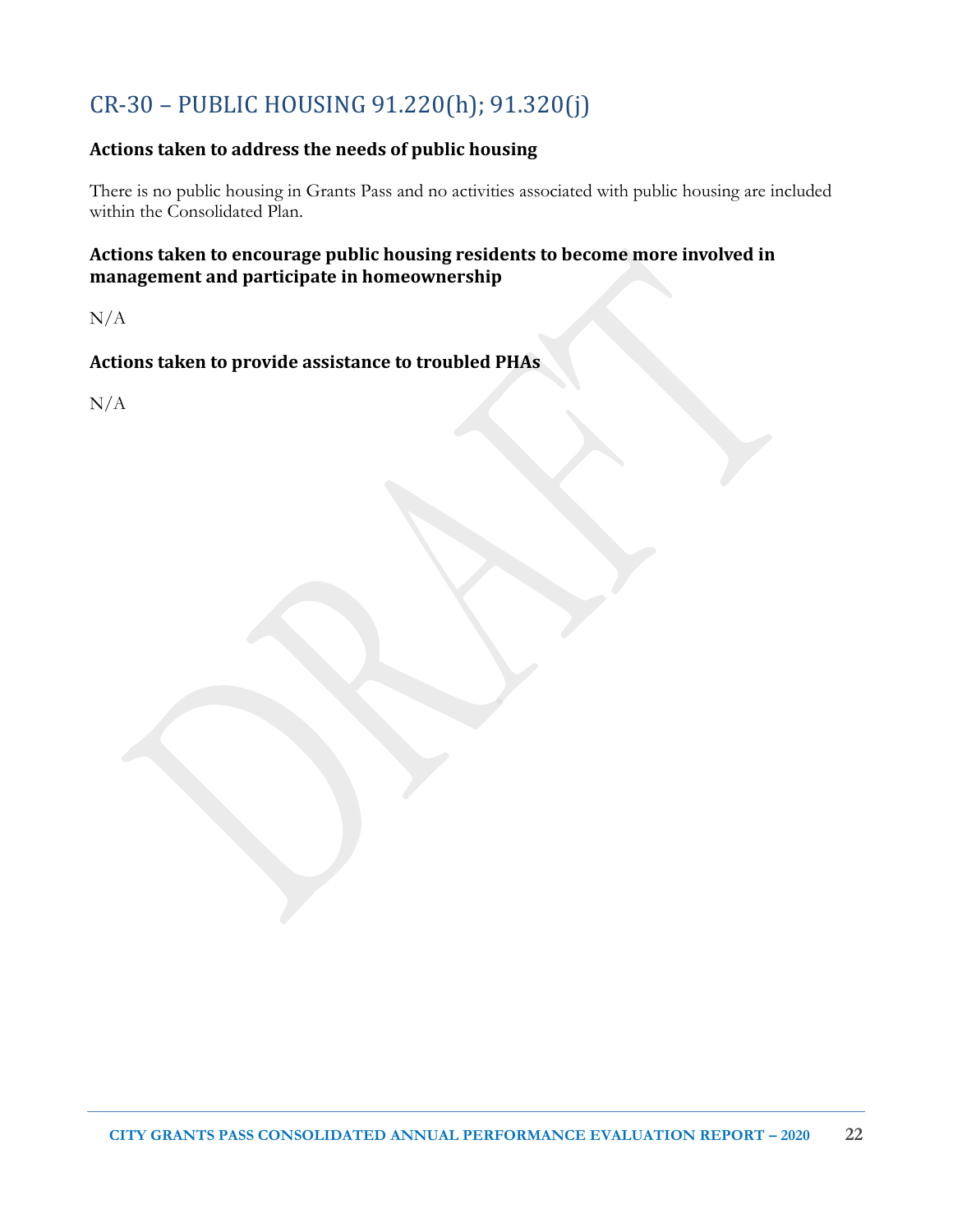## CR-30 – PUBLIC HOUSING 91.220(h); 91.320(j)

### Actions taken to address the needs of public housing

There is no public housing in Grants Pass and no activities associated with public housing are included within the Consolidated Plan.

### Actions taken to encourage public housing residents to become more involved in management and participate in homeownership

N/A

### Actions taken to provide assistance to troubled PHAs

N/A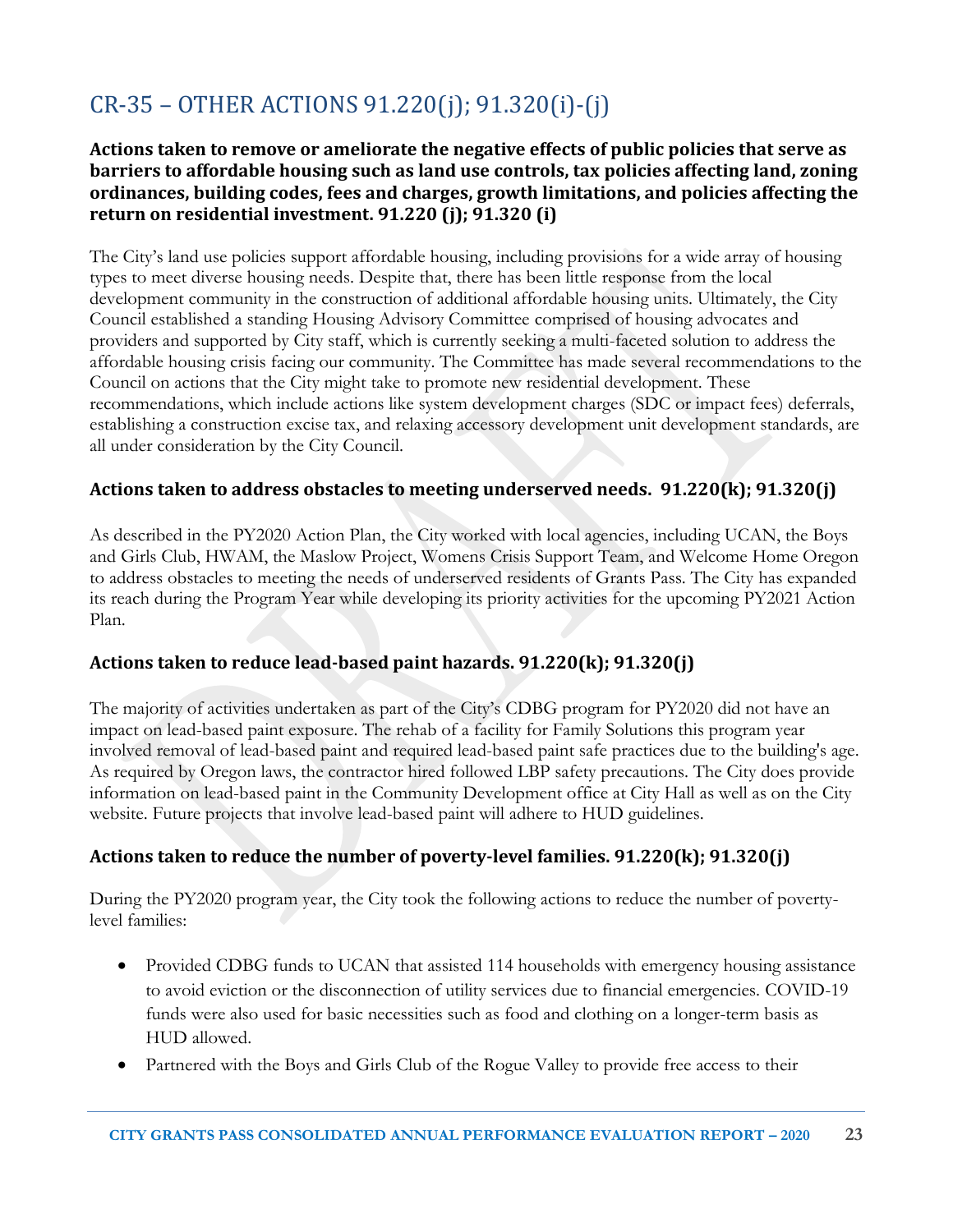## CR-35 – OTHER ACTIONS 91.220(j); 91.320(i)-(j)

**Actions taken to remove or ameliorate the negative effects of public policies that serve as barriers to affordable housing such as land use controls, tax policies affecting land, zoning ordinances, building codes, fees and charges, growth limitations, and policies affecting the return on residential investment. 91.220 (j); 91.320 (i)**

The City's land use policies support affordable housing, including provisions for a wide array of housing types to meet diverse housing needs. Despite that, there has been little response from the local development community in the construction of additional affordable housing units. Ultimately, the City Council established a standing Housing Advisory Committee comprised of housing advocates and providers and supported by City staff, which is currently seeking a multi-faceted solution to address the affordable housing crisis facing our community. The Committee has made several recommendations to the Council on actions that the City might take to promote new residential development. These recommendations, which include actions like system development charges (SDC or impact fees) deferrals, establishing a construction excise tax, and relaxing accessory development unit development standards, are all under consideration by the City Council.

### Actions taken to address obstacles to meeting underserved needs. 91.220(k); 91.320(j)

As described in the PY2020 Action Plan, the City worked with local agencies, including UCAN, the Boys and Girls Club, HWAM, the Maslow Project, Womens Crisis Support Team, and Welcome Home Oregon to address obstacles to meeting the needs of underserved residents of Grants Pass. The City has expanded its reach during the Program Year while developing its priority activities for the upcoming PY2021 Action Plan.

### Actions taken to reduce lead-based paint hazards. 91.220(k); 91.320(j)

The majority of activities undertaken as part of the City's CDBG program for PY2020 did not have an impact on lead-based paint exposure. The rehab of a facility for Family Solutions this program year involved removal of lead-based paint and required lead-based paint safe practices due to the building's age. As required by Oregon laws, the contractor hired followed LBP safety precautions. The City does provide information on lead-based paint in the Community Development office at City Hall as well as on the City website. Future projects that involve lead-based paint will adhere to HUD guidelines.

### Actions taken to reduce the number of poverty-level families. 91.220(k); 91.320(j)

During the PY2020 program year, the City took the following actions to reduce the number of poverty-level families:

- Provided CDBG funds to UCAN that assisted 114 households with emergency housing assistance to avoid eviction or the disconnection of utility services due to financial emergencies. COVID-19 funds were also used for basic necessities such as food and clothing on a longer-term basis as HUD allowed.
- Partnered with the Boys and Girls Club of the Rogue Valley to provide free access to their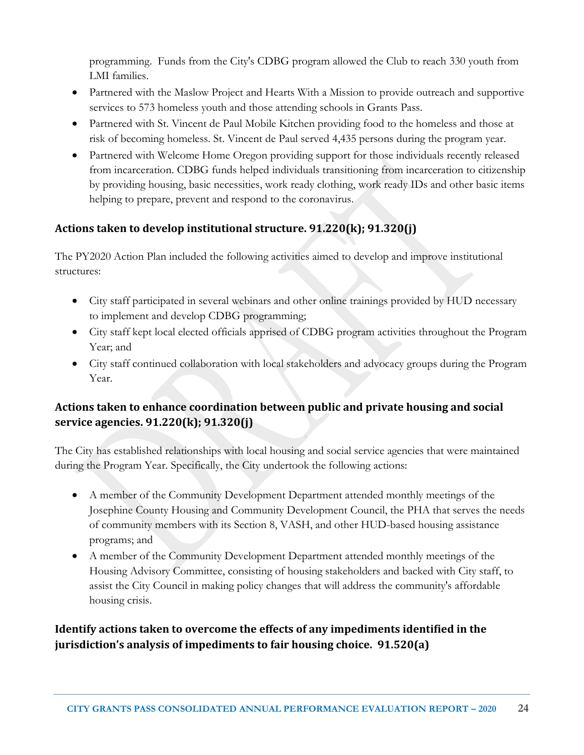programming. Funds from the City's CDBG program allowed the Club to reach 330 youth from LMI families.

- Partnered with the Maslow Project and Hearts With a Mission to provide outreach and supportive services to 573 homeless youth and those attending schools in Grants Pass.
- Partnered with St. Vincent de Paul Mobile Kitchen providing food to the homeless and those at risk of becoming homeless. St. Vincent de Paul served 4,435 persons during the program year.
- Partnered with Welcome Home Oregon providing support for those individuals recently released from incarceration. CDBG funds helped individuals transitioning from incarceration to citizenship by providing housing, basic necessities, work ready clothing, work ready IDs and other basic items helping to prepare, prevent and respond to the coronavirus.

## Actions taken to develop institutional structure. 91.220(k); 91.320(j)

The PY2020 Action Plan included the following activities aimed to develop and improve institutional structures:

- City staff participated in several webinars and other online trainings provided by HUD necessary to implement and develop CDBG programming;
- City staff kept local elected officials apprised of CDBG program activities throughout the Program Year; and
- City staff continued collaboration with local stakeholders and advocacy groups during the Program Year.

## Actions taken to enhance coordination between public and private housing and social service agencies. 91.220(k); 91.320(j)

The City has established relationships with local housing and social service agencies that were maintained during the Program Year. Specifically, the City undertook the following actions:

- A member of the Community Development Department attended monthly meetings of the Josephine County Housing and Community Development Council, the PHA that serves the needs of community members with its Section 8, VASH, and other HUD-based housing assistance programs; and
- A member of the Community Development Department attended monthly meetings of the Housing Advisory Committee, consisting of housing stakeholders and backed with City staff, to assist the City Council in making policy changes that will address the community's affordable housing crisis.

## Identify actions taken to overcome the effects of any impediments identified in the jurisdiction's analysis of impediments to fair housing choice. 91.520(a)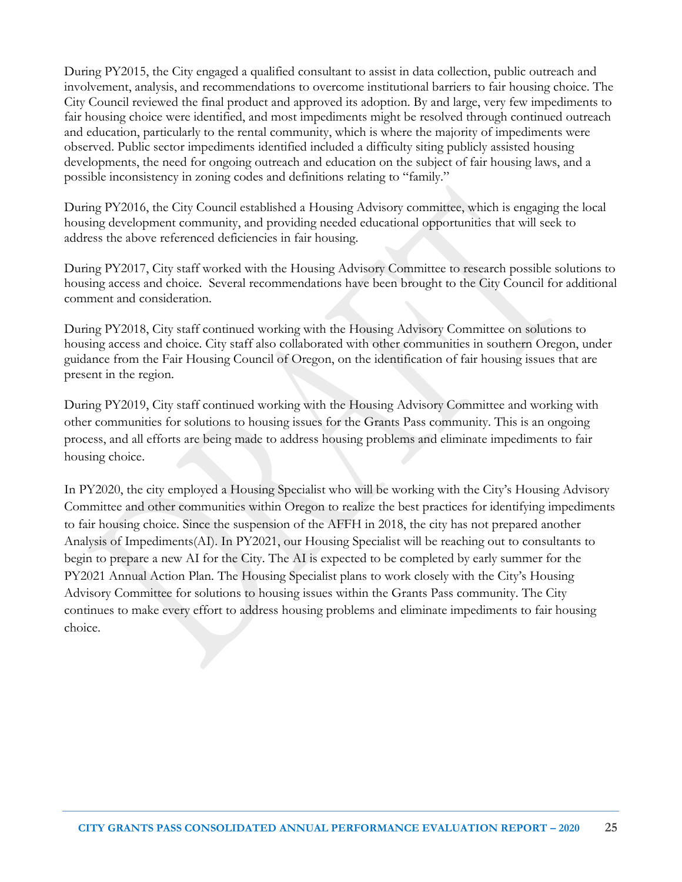During PY2015, the City engaged a qualified consultant to assist in data collection, public outreach and involvement, analysis, and recommendations to overcome institutional barriers to fair housing choice. The City Council reviewed the final product and approved its adoption. By and large, very few impediments to fair housing choice were identified, and most impediments might be resolved through continued outreach and education, particularly to the rental community, which is where the majority of impediments were observed. Public sector impediments identified included a difficulty siting publicly assisted housing developments, the need for ongoing outreach and education on the subject of fair housing laws, and a possible inconsistency in zoning codes and definitions relating to "family."

During PY2016, the City Council established a Housing Advisory committee, which is engaging the local housing development community, and providing needed educational opportunities that will seek to address the above referenced deficiencies in fair housing.

During PY2017, City staff worked with the Housing Advisory Committee to research possible solutions to housing access and choice. Several recommendations have been brought to the City Council for additional comment and consideration.

During PY2018, City staff continued working with the Housing Advisory Committee on solutions to housing access and choice. City staff also collaborated with other communities in southern Oregon, under guidance from the Fair Housing Council of Oregon, on the identification of fair housing issues that are present in the region.

During PY2019, City staff continued working with the Housing Advisory Committee and working with other communities for solutions to housing issues for the Grants Pass community. This is an ongoing process, and all efforts are being made to address housing problems and eliminate impediments to fair housing choice.

In PY2020, the city employed a Housing Specialist who will be working with the City's Housing Advisory Committee and other communities within Oregon to realize the best practices for identifying impediments to fair housing choice. Since the suspension of the AFFH in 2018, the city has not prepared another Analysis of Impediments(AI). In PY2021, our Housing Specialist will be reaching out to consultants to begin to prepare a new AI for the City. The AI is expected to be completed by early summer for the PY2021 Annual Action Plan. The Housing Specialist plans to work closely with the City's Housing Advisory Committee for solutions to housing issues within the Grants Pass community. The City continues to make every effort to address housing problems and eliminate impediments to fair housing choice.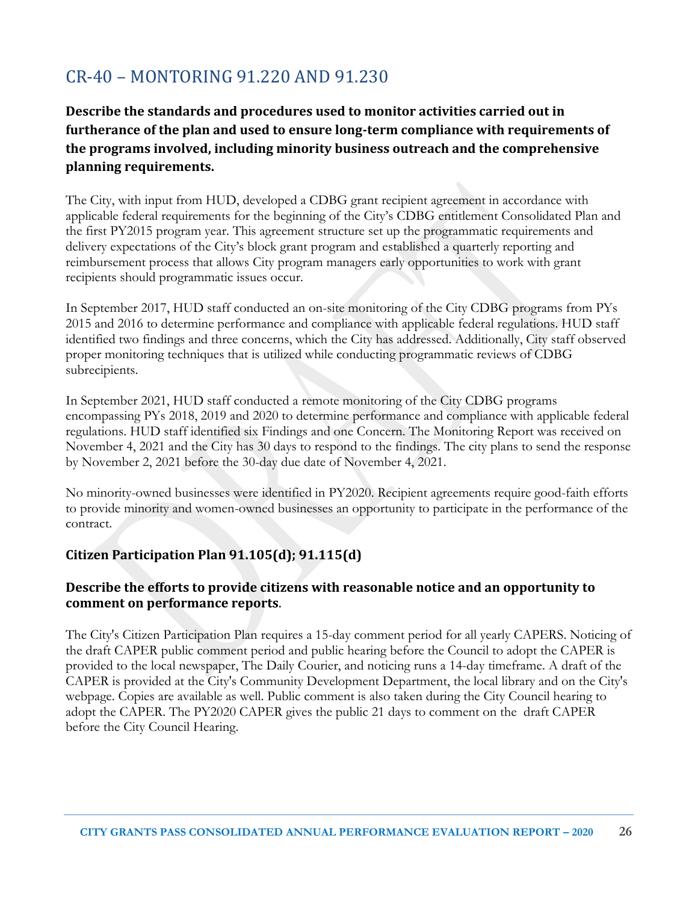# CR-40 – MONTORING 91.220 AND 91.230

## Describe the standards and procedures used to monitor activities carried out in furtherance of the plan and used to ensure long-term compliance with requirements of the programs involved, including minority business outreach and the comprehensive planning requirements.

The City, with input from HUD, developed a CDBG grant recipient agreement in accordance with applicable federal requirements for the beginning of the City's CDBG entitlement Consolidated Plan and the first PY2015 program year. This agreement structure set up the programmatic requirements and delivery expectations of the City's block grant program and established a quarterly reporting and reimbursement process that allows City program managers early opportunities to work with grant recipients should programmatic issues occur.

In September 2017, HUD staff conducted an on-site monitoring of the City CDBG programs from PYs 2015 and 2016 to determine performance and compliance with applicable federal regulations. HUD staff identified two findings and three concerns, which the City has addressed. Additionally, City staff observed proper monitoring techniques that is utilized while conducting programmatic reviews of CDBG subrecipients.

In September 2021, HUD staff conducted a remote monitoring of the City CDBG programs encompassing PYs 2018, 2019 and 2020 to determine performance and compliance with applicable federal regulations. HUD staff identified six Findings and one Concern. The Monitoring Report was received on November 4, 2021 and the City has 30 days to respond to the findings. The city plans to send the response by November 2, 2021 before the 30-day due date of November 4, 2021.

No minority-owned businesses were identified in PY2020. Recipient agreements require good-faith efforts to provide minority and women-owned businesses an opportunity to participate in the performance of the contract.

### Citizen Participation Plan 91.105(d); 91.115(d)

### Describe the efforts to provide citizens with reasonable notice and an opportunity to comment on performance reports.

The City's Citizen Participation Plan requires a 15-day comment period for all yearly CAPERS. Noticing of the draft CAPER public comment period and public hearing before the Council to adopt the CAPER is provided to the local newspaper, The Daily Courier, and noticing runs a 14-day timeframe. A draft of the CAPER is provided at the City's Community Development Department, the local library and on the City's webpage. Copies are available as well. Public comment is also taken during the City Council hearing to adopt the CAPER. The PY2020 CAPER gives the public 21 days to comment on the draft CAPER before the City Council Hearing.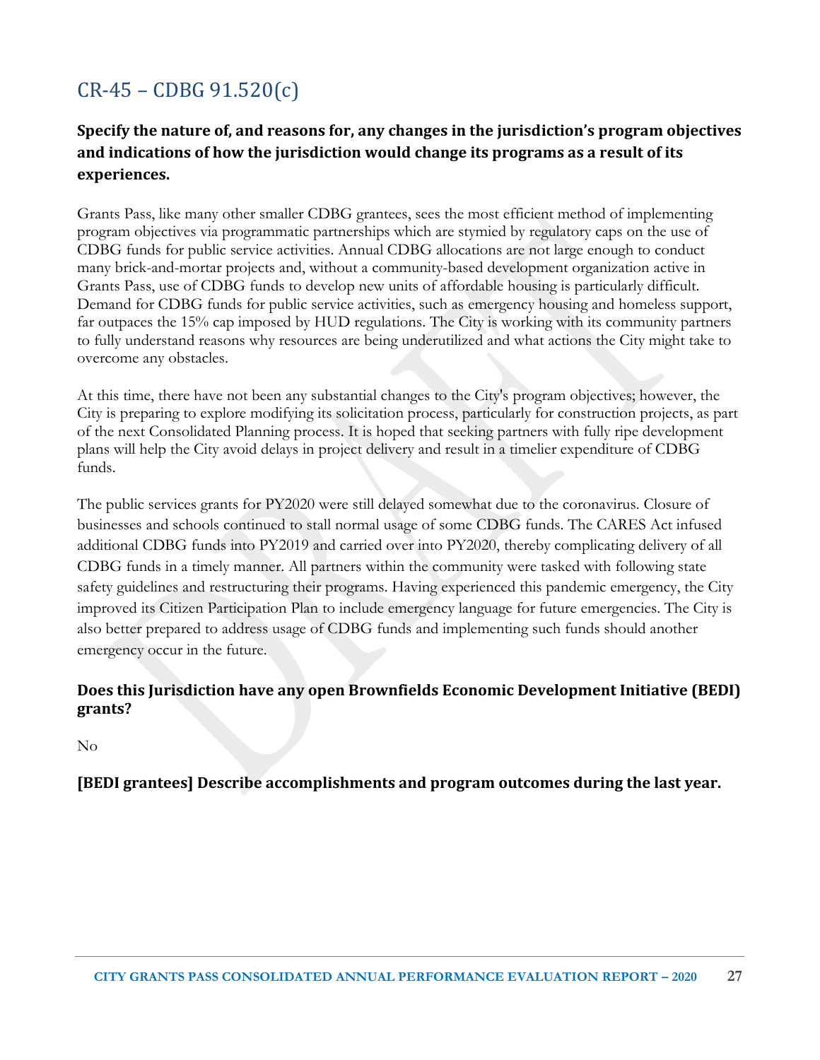# CR-45 – CDBG 91.520(c)

### Specify the nature of, and reasons for, any changes in the jurisdiction's program objectives and indications of how the jurisdiction would change its programs as a result of its experiences.

Grants Pass, like many other smaller CDBG grantees, sees the most efficient method of implementing program objectives via programmatic partnerships which are stymied by regulatory caps on the use of CDBG funds for public service activities. Annual CDBG allocations are not large enough to conduct many brick-and-mortar projects and, without a community-based development organization active in Grants Pass, use of CDBG funds to develop new units of affordable housing is particularly difficult. Demand for CDBG funds for public service activities, such as emergency housing and homeless support, far outpaces the 15% cap imposed by HUD regulations. The City is working with its community partners to fully understand reasons why resources are being underutilized and what actions the City might take to overcome any obstacles.

At this time, there have not been any substantial changes to the City's program objectives; however, the City is preparing to explore modifying its solicitation process, particularly for construction projects, as part of the next Consolidated Planning process. It is hoped that seeking partners with fully ripe development plans will help the City avoid delays in project delivery and result in a timelier expenditure of CDBG funds.

The public services grants for PY2020 were still delayed somewhat due to the coronavirus. Closure of businesses and schools continued to stall normal usage of some CDBG funds. The CARES Act infused additional CDBG funds into PY2019 and carried over into PY2020, thereby complicating delivery of all CDBG funds in a timely manner. All partners within the community were tasked with following state safety guidelines and restructuring their programs. Having experienced this pandemic emergency, the City improved its Citizen Participation Plan to include emergency language for future emergencies. The City is also better prepared to address usage of CDBG funds and implementing such funds should another emergency occur in the future.

### Does this Jurisdiction have any open Brownfields Economic Development Initiative (BEDI) grants?

No

### [BEDI grantees] Describe accomplishments and program outcomes during the last year.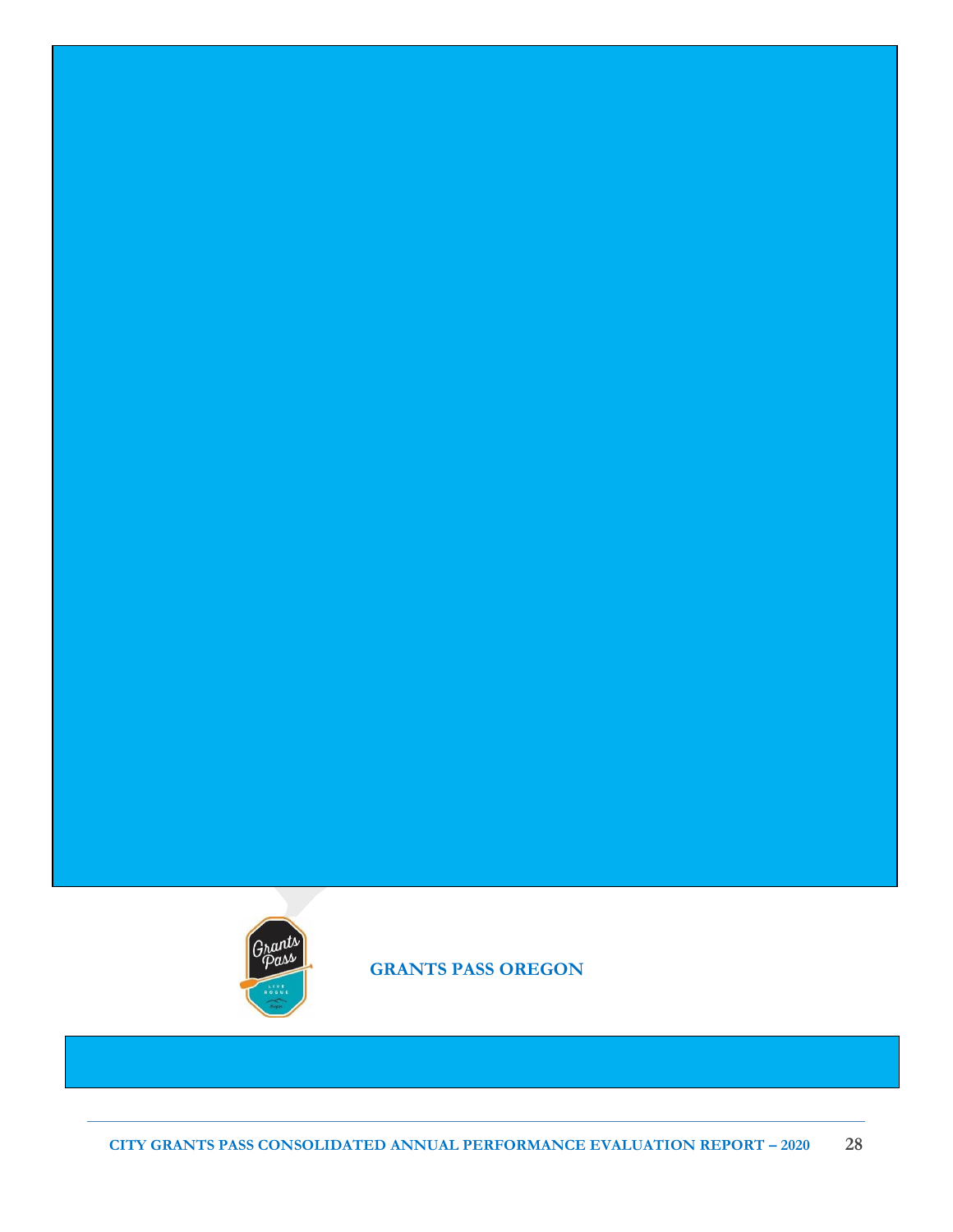**GRANTS PASS OREGON**